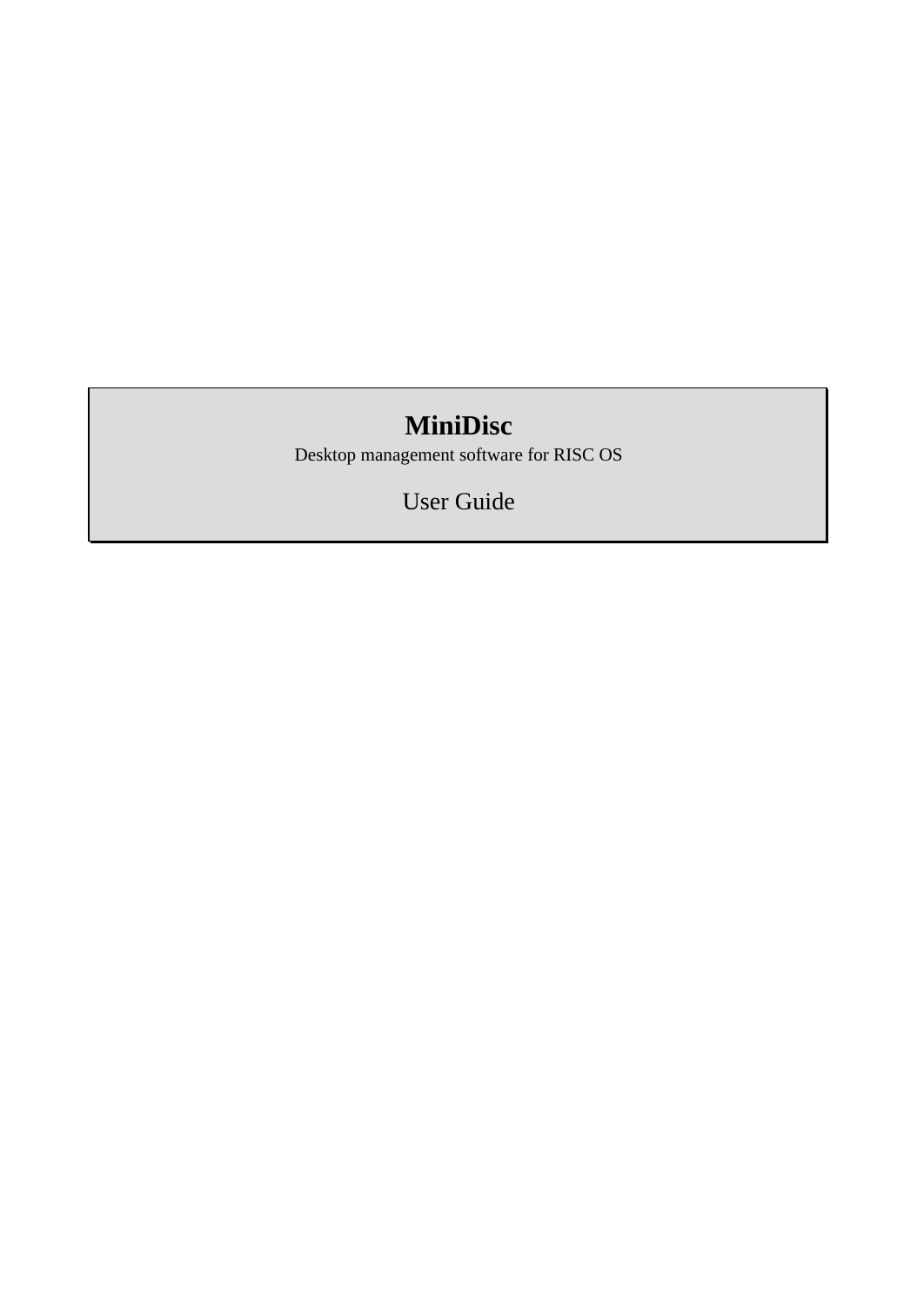# MiniDisc

Desktop management software for RISC OS

User Guide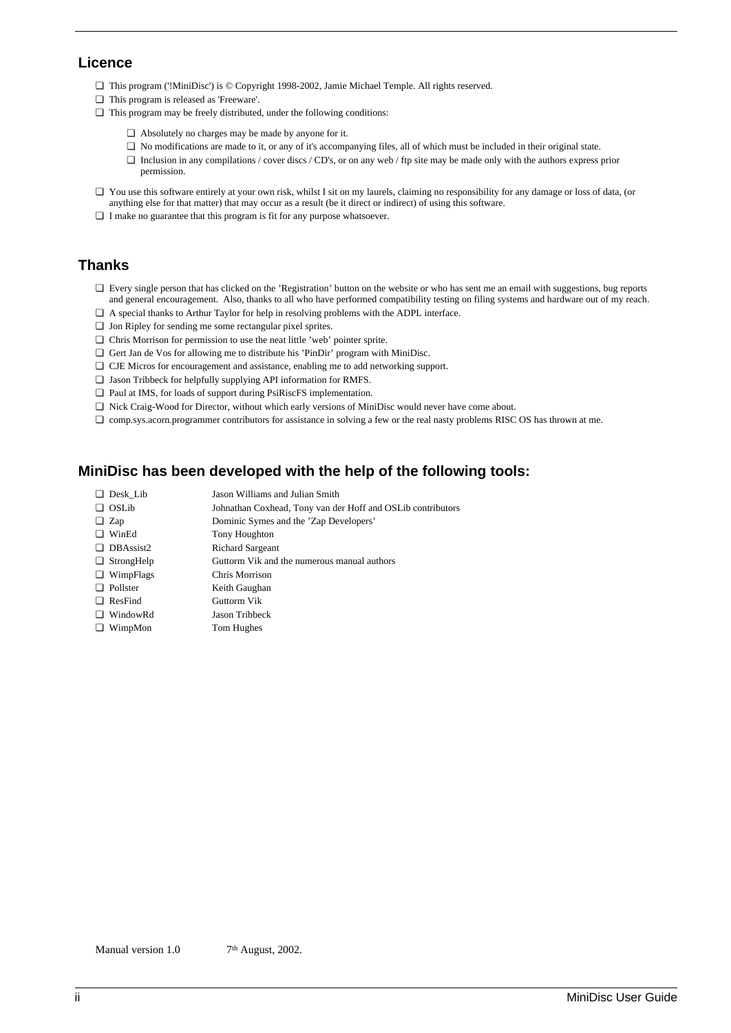## Licence

- This program ('!MiniDisc') is © Copyright 1998-2002, Jamie Michael Temple. All rights reserved.
- This program is released as 'Freeware'.
- This program may be freely distributed, under the following conditions:
  - Absolutely no charges may be made by anyone for it.
  - No modifications are made to it, or any of it's accompanying files, all of which must be included in their original state.
  - Inclusion in any compilations / cover discs / CD's, or on any web / ftp site may be made only with the authors express prior permission.
- You use this software entirely at your own risk, whilst I sit on my laurels, claiming no responsibility for any damage or loss of data, (or anything else for that matter) that may occur as a result (be it direct or indirect) of using this software.
- I make no guarantee that this program is fit for any purpose whatsoever.

## Thanks

- Every single person that has clicked on the 'Registration' button on the website or who has sent me an email with suggestions, bug reports and general encouragement. Also, thanks to all who have performed compatibility testing on filing systems and hardware out of my reach.
- A special thanks to Arthur Taylor for help in resolving problems with the ADPL interface.
- Jon Ripley for sending me some rectangular pixel sprites.
- Chris Morrison for permission to use the neat little 'web' pointer sprite.
- Gert Jan de Vos for allowing me to distribute his 'PinDir' program with MiniDisc.
- CJE Micros for encouragement and assistance, enabling me to add networking support.
- Jason Tribbeck for helpfully supplying API information for RMFS.
- Paul at IMS, for loads of support during PsiRiscFS implementation.
- Nick Craig-Wood for Director, without which early versions of MiniDisc would never have come about.
- comp.sys.acorn.programmer contributors for assistance in solving a few or the real nasty problems RISC OS has thrown at me.

## MiniDisc has been developed with the help of the following tools:

| Tool | Author(s) |
|---|---|
| Desk_Lib | Jason Williams and Julian Smith |
| OSLib | Johnathan Coxhead, Tony van der Hoff and OSLib contributors |
| Zap | Dominic Symes and the 'Zap Developers' |
| WinEd | Tony Houghton |
| DBAssist2 | Richard Sargeant |
| StrongHelp | Guttorm Vik and the numerous manual authors |
| WimpFlags | Chris Morrison |
| Pollster | Keith Gaughan |
| ResFind | Guttorm Vik |
| WindowRd | Jason Tribbeck |
| WimpMon | Tom Hughes |

Manual version 1.0 7th August, 2002.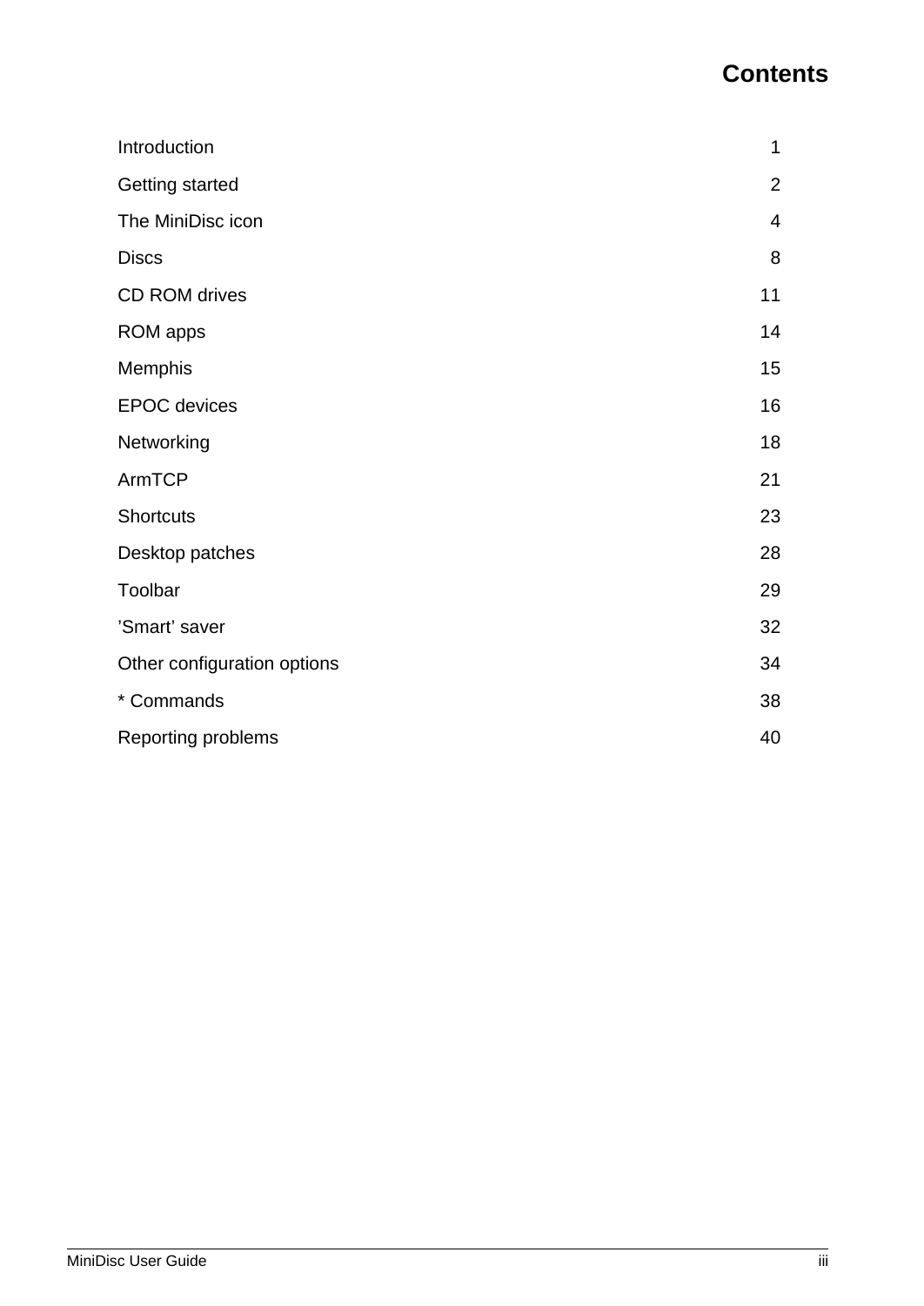# Contents

| | |
|---|---|
| Introduction | 1 |
| Getting started | 2 |
| The MiniDisc icon | 4 |
| Discs | 8 |
| CD ROM drives | 11 |
| ROM apps | 14 |
| Memphis | 15 |
| EPOC devices | 16 |
| Networking | 18 |
| ArmTCP | 21 |
| Shortcuts | 23 |
| Desktop patches | 28 |
| Toolbar | 29 |
| ’Smart’ saver | 32 |
| Other configuration options | 34 |
| * Commands | 38 |
| Reporting problems | 40 |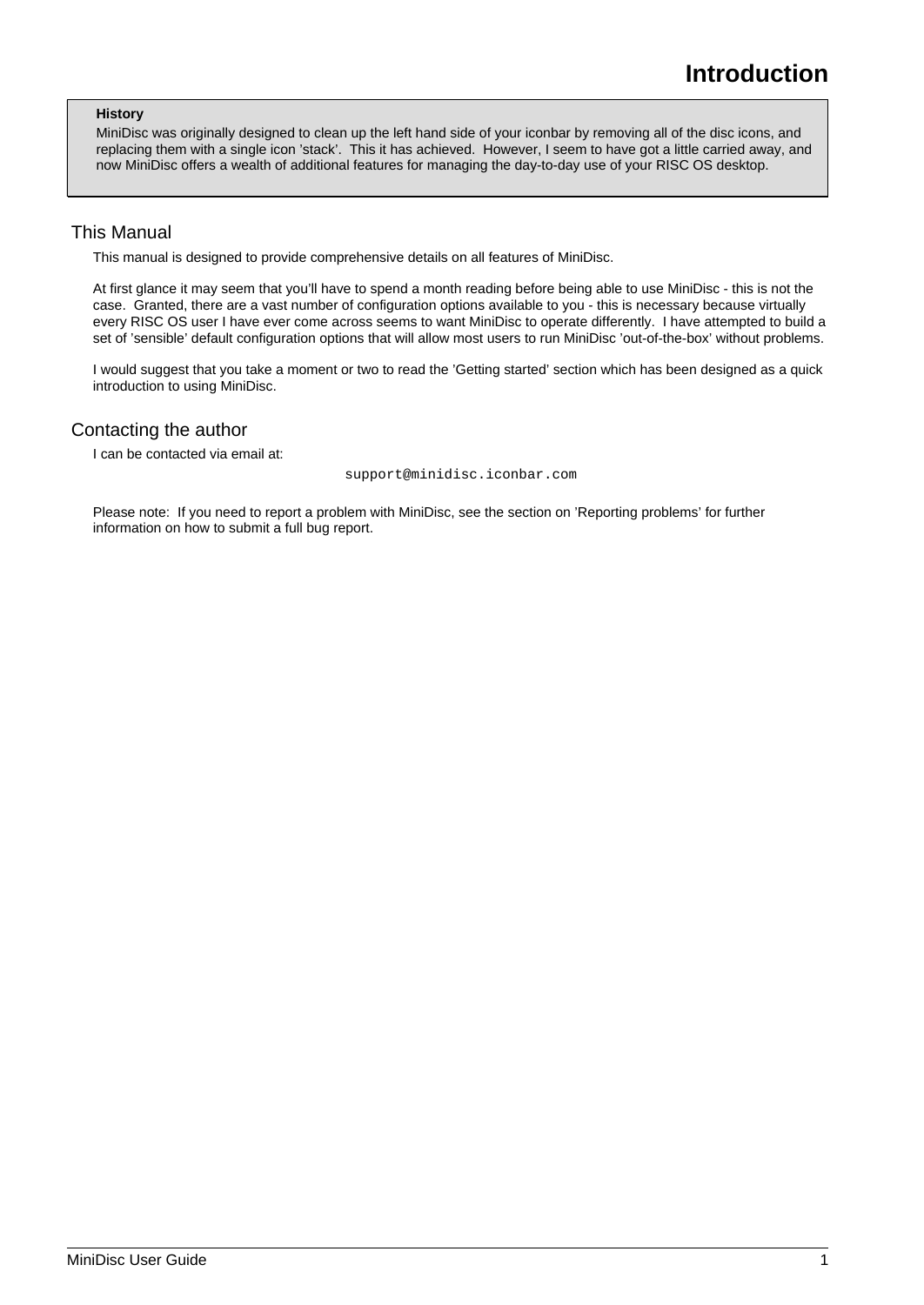# Introduction

> **History**
>
> MiniDisc was originally designed to clean up the left hand side of your iconbar by removing all of the disc icons, and replacing them with a single icon 'stack'. This it has achieved. However, I seem to have got a little carried away, and now MiniDisc offers a wealth of additional features for managing the day-to-day use of your RISC OS desktop.

## This Manual

This manual is designed to provide comprehensive details on all features of MiniDisc.

At first glance it may seem that you'll have to spend a month reading before being able to use MiniDisc - this is not the case. Granted, there are a vast number of configuration options available to you - this is necessary because virtually every RISC OS user I have ever come across seems to want MiniDisc to operate differently. I have attempted to build a set of 'sensible' default configuration options that will allow most users to run MiniDisc 'out-of-the-box' without problems.

I would suggest that you take a moment or two to read the 'Getting started' section which has been designed as a quick introduction to using MiniDisc.

## Contacting the author

I can be contacted via email at:

`support@minidisc.iconbar.com`

Please note: If you need to report a problem with MiniDisc, see the section on 'Reporting problems' for further information on how to submit a full bug report.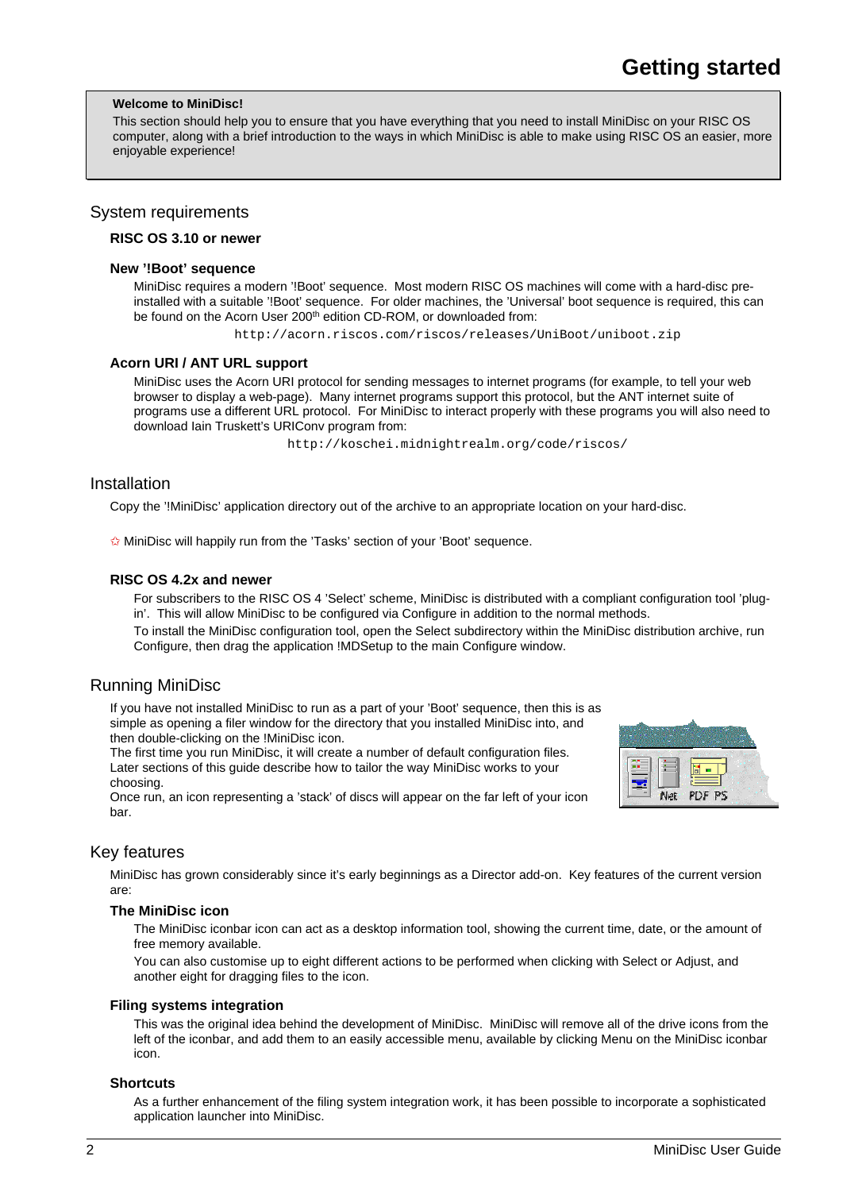# Getting started

**Welcome to MiniDisc!**

This section should help you to ensure that you have everything that you need to install MiniDisc on your RISC OS computer, along with a brief introduction to the ways in which MiniDisc is able to make using RISC OS an easier, more enjoyable experience!

## System requirements

**RISC OS 3.10 or newer**

**New '!Boot' sequence**

MiniDisc requires a modern '!Boot' sequence. Most modern RISC OS machines will come with a hard-disc pre-installed with a suitable '!Boot' sequence. For older machines, the 'Universal' boot sequence is required, this can be found on the Acorn User 200th edition CD-ROM, or downloaded from:

```
http://acorn.riscos.com/riscos/releases/UniBoot/uniboot.zip
```

**Acorn URI / ANT URL support**

MiniDisc uses the Acorn URI protocol for sending messages to internet programs (for example, to tell your web browser to display a web-page). Many internet programs support this protocol, but the ANT internet suite of programs use a different URL protocol. For MiniDisc to interact properly with these programs you will also need to download Iain Truskett's URIConv program from:

```
http://koschei.midnightrealm.org/code/riscos/
```

## Installation

Copy the '!MiniDisc' application directory out of the archive to an appropriate location on your hard-disc.

✩ MiniDisc will happily run from the 'Tasks' section of your 'Boot' sequence.

**RISC OS 4.2x and newer**

For subscribers to the RISC OS 4 'Select' scheme, MiniDisc is distributed with a compliant configuration tool 'plug-in'. This will allow MiniDisc to be configured via Configure in addition to the normal methods.

To install the MiniDisc configuration tool, open the Select subdirectory within the MiniDisc distribution archive, run Configure, then drag the application !MDSetup to the main Configure window.

## Running MiniDisc

If you have not installed MiniDisc to run as a part of your 'Boot' sequence, then this is as simple as opening a filer window for the directory that you installed MiniDisc into, and then double-clicking on the !MiniDisc icon.

The first time you run MiniDisc, it will create a number of default configuration files. Later sections of this guide describe how to tailor the way MiniDisc works to your choosing.

Once run, an icon representing a 'stack' of discs will appear on the far left of your icon bar.

## Key features

MiniDisc has grown considerably since it's early beginnings as a Director add-on. Key features of the current version are:

**The MiniDisc icon**

The MiniDisc iconbar icon can act as a desktop information tool, showing the current time, date, or the amount of free memory available.

You can also customise up to eight different actions to be performed when clicking with Select or Adjust, and another eight for dragging files to the icon.

**Filing systems integration**

This was the original idea behind the development of MiniDisc. MiniDisc will remove all of the drive icons from the left of the iconbar, and add them to an easily accessible menu, available by clicking Menu on the MiniDisc iconbar icon.

**Shortcuts**

As a further enhancement of the filing system integration work, it has been possible to incorporate a sophisticated application launcher into MiniDisc.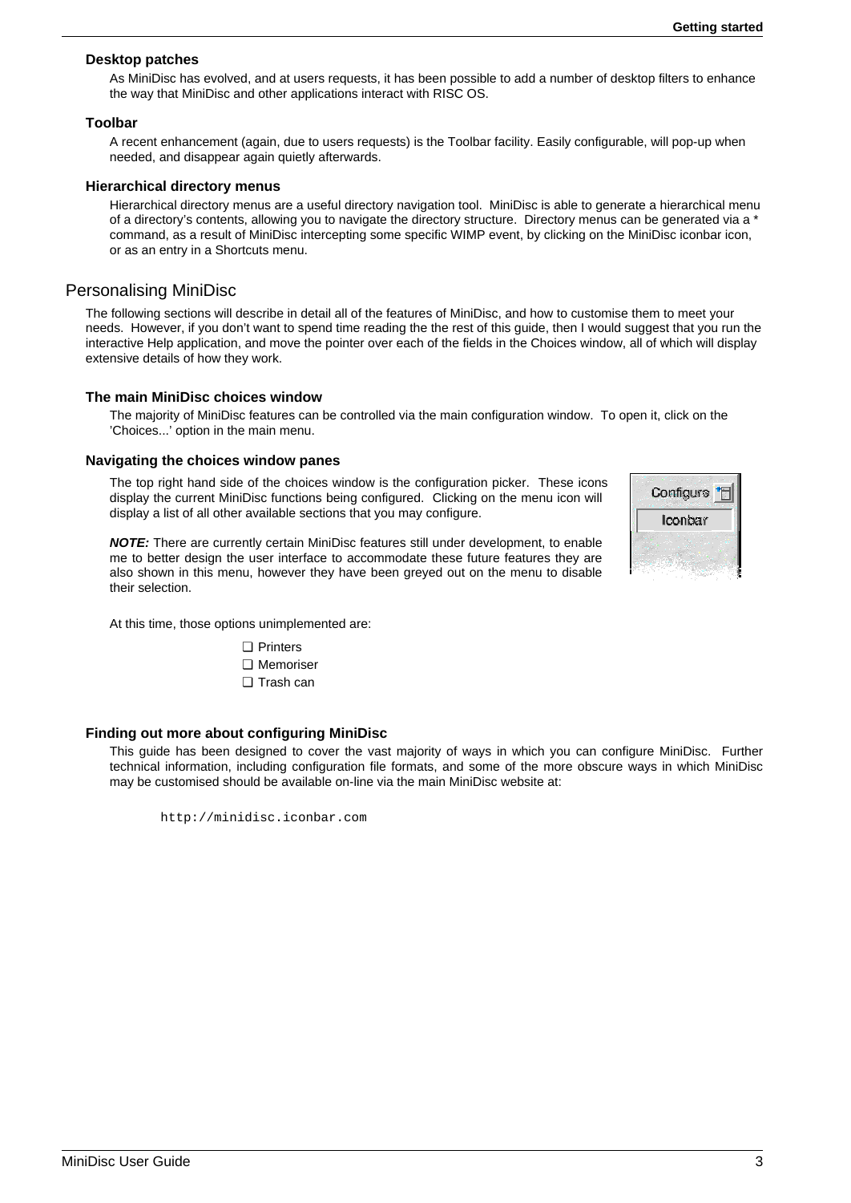### Desktop patches

As MiniDisc has evolved, and at users requests, it has been possible to add a number of desktop filters to enhance the way that MiniDisc and other applications interact with RISC OS.

### Toolbar

A recent enhancement (again, due to users requests) is the Toolbar facility. Easily configurable, will pop-up when needed, and disappear again quietly afterwards.

### Hierarchical directory menus

Hierarchical directory menus are a useful directory navigation tool. MiniDisc is able to generate a hierarchical menu of a directory's contents, allowing you to navigate the directory structure. Directory menus can be generated via a * command, as a result of MiniDisc intercepting some specific WIMP event, by clicking on the MiniDisc iconbar icon, or as an entry in a Shortcuts menu.

## Personalising MiniDisc

The following sections will describe in detail all of the features of MiniDisc, and how to customise them to meet your needs. However, if you don't want to spend time reading the the rest of this guide, then I would suggest that you run the interactive Help application, and move the pointer over each of the fields in the Choices window, all of which will display extensive details of how they work.

### The main MiniDisc choices window

The majority of MiniDisc features can be controlled via the main configuration window. To open it, click on the 'Choices...' option in the main menu.

### Navigating the choices window panes

The top right hand side of the choices window is the configuration picker. These icons display the current MiniDisc functions being configured. Clicking on the menu icon will display a list of all other available sections that you may configure.

***NOTE:*** There are currently certain MiniDisc features still under development, to enable me to better design the user interface to accommodate these future features they are also shown in this menu, however they have been greyed out on the menu to disable their selection.

At this time, those options unimplemented are:

- ❑ Printers
- ❑ Memoriser
- ❑ Trash can

### Finding out more about configuring MiniDisc

This guide has been designed to cover the vast majority of ways in which you can configure MiniDisc. Further technical information, including configuration file formats, and some of the more obscure ways in which MiniDisc may be customised should be available on-line via the main MiniDisc website at:

```
http://minidisc.iconbar.com
```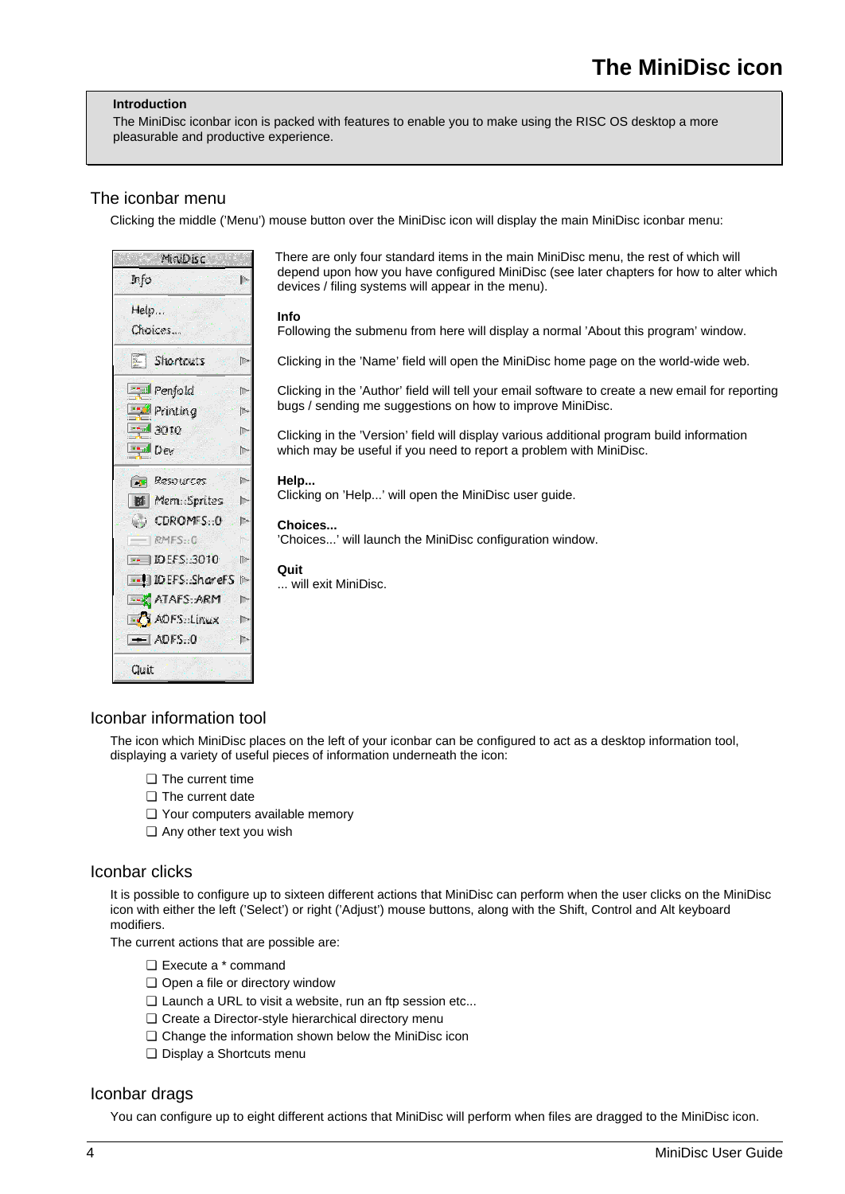# The MiniDisc icon

**Introduction**

The MiniDisc iconbar icon is packed with features to enable you to make using the RISC OS desktop a more pleasurable and productive experience.

## The iconbar menu

Clicking the middle ('Menu') mouse button over the MiniDisc icon will display the main MiniDisc iconbar menu:

There are only four standard items in the main MiniDisc menu, the rest of which will depend upon how you have configured MiniDisc (see later chapters for how to alter which devices / filing systems will appear in the menu).

**Info**

Following the submenu from here will display a normal 'About this program' window.

Clicking in the 'Name' field will open the MiniDisc home page on the world-wide web.

Clicking in the 'Author' field will tell your email software to create a new email for reporting bugs / sending me suggestions on how to improve MiniDisc.

Clicking in the 'Version' field will display various additional program build information which may be useful if you need to report a problem with MiniDisc.

**Help...**

Clicking on 'Help...' will open the MiniDisc user guide.

**Choices...**

'Choices...' will launch the MiniDisc configuration window.

**Quit**

... will exit MiniDisc.

## Iconbar information tool

The icon which MiniDisc places on the left of your iconbar can be configured to act as a desktop information tool, displaying a variety of useful pieces of information underneath the icon:

- ❑ The current time
- ❑ The current date
- ❑ Your computers available memory
- ❑ Any other text you wish

## Iconbar clicks

It is possible to configure up to sixteen different actions that MiniDisc can perform when the user clicks on the MiniDisc icon with either the left ('Select') or right ('Adjust') mouse buttons, along with the Shift, Control and Alt keyboard modifiers.

The current actions that are possible are:

- ❑ Execute a * command
- ❑ Open a file or directory window
- ❑ Launch a URL to visit a website, run an ftp session etc...
- ❑ Create a Director-style hierarchical directory menu
- ❑ Change the information shown below the MiniDisc icon
- ❑ Display a Shortcuts menu

## Iconbar drags

You can configure up to eight different actions that MiniDisc will perform when files are dragged to the MiniDisc icon.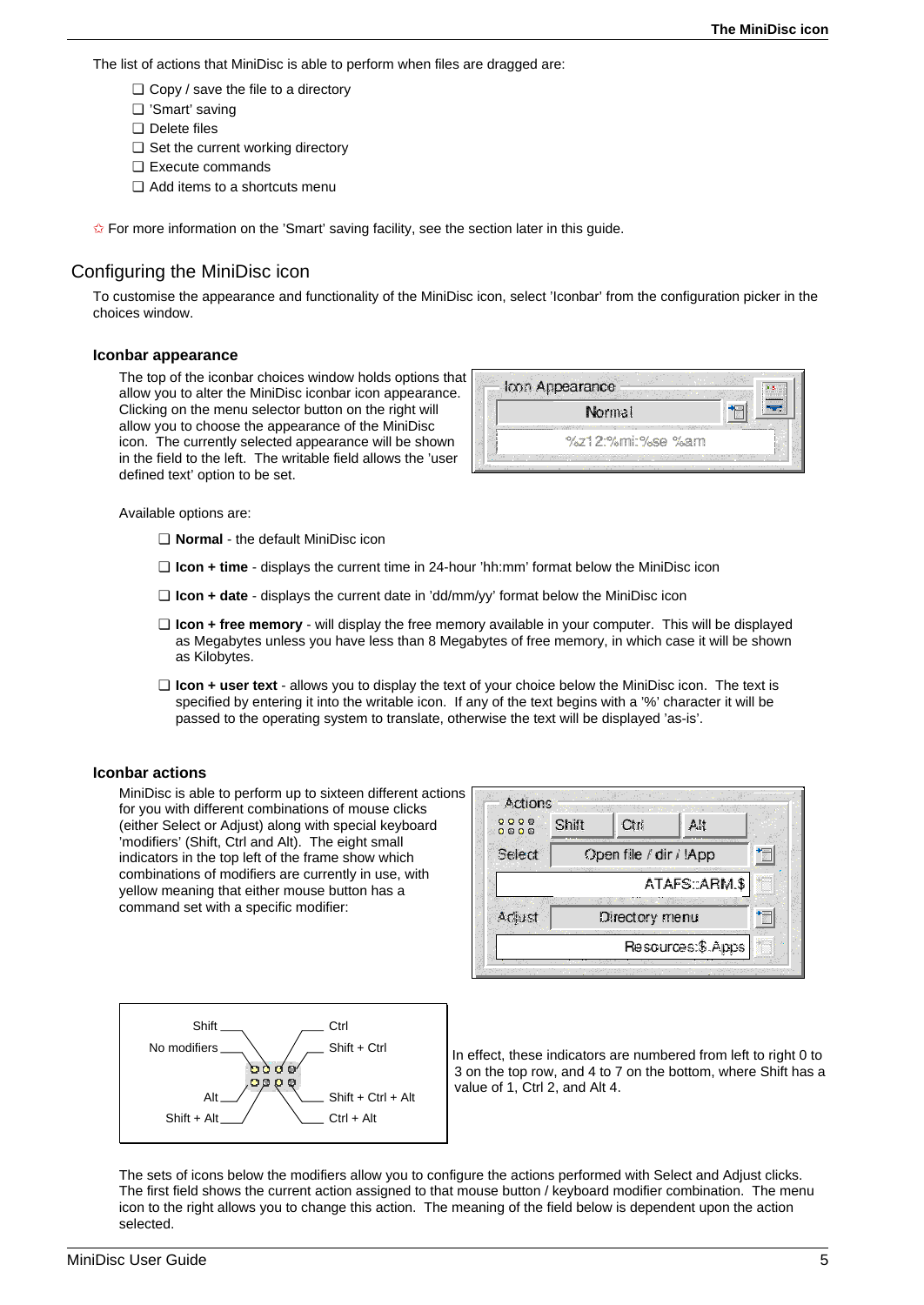The list of actions that MiniDisc is able to perform when files are dragged are:

- ❑ Copy / save the file to a directory
- ❑ 'Smart' saving
- ❑ Delete files
- ❑ Set the current working directory
- ❑ Execute commands
- ❑ Add items to a shortcuts menu

✩ For more information on the 'Smart' saving facility, see the section later in this guide.

## Configuring the MiniDisc icon

To customise the appearance and functionality of the MiniDisc icon, select 'Iconbar' from the configuration picker in the choices window.

### Iconbar appearance

The top of the iconbar choices window holds options that allow you to alter the MiniDisc iconbar icon appearance. Clicking on the menu selector button on the right will allow you to choose the appearance of the MiniDisc icon. The currently selected appearance will be shown in the field to the left. The writable field allows the 'user defined text' option to be set.

Available options are:

- ❑ **Normal** - the default MiniDisc icon
- ❑ **Icon + time** - displays the current time in 24-hour 'hh:mm' format below the MiniDisc icon
- ❑ **Icon + date** - displays the current date in 'dd/mm/yy' format below the MiniDisc icon
- ❑ **Icon + free memory** - will display the free memory available in your computer. This will be displayed as Megabytes unless you have less than 8 Megabytes of free memory, in which case it will be shown as Kilobytes.
- ❑ **Icon + user text** - allows you to display the text of your choice below the MiniDisc icon. The text is specified by entering it into the writable icon. If any of the text begins with a '%' character it will be passed to the operating system to translate, otherwise the text will be displayed 'as-is'.

### Iconbar actions

MiniDisc is able to perform up to sixteen different actions for you with different combinations of mouse clicks (either Select or Adjust) along with special keyboard 'modifiers' (Shift, Ctrl and Alt). The eight small indicators in the top left of the frame show which combinations of modifiers are currently in use, with yellow meaning that either mouse button has a command set with a specific modifier:

In effect, these indicators are numbered from left to right 0 to 3 on the top row, and 4 to 7 on the bottom, where Shift has a value of 1, Ctrl 2, and Alt 4.

The sets of icons below the modifiers allow you to configure the actions performed with Select and Adjust clicks. The first field shows the current action assigned to that mouse button / keyboard modifier combination. The menu icon to the right allows you to change this action. The meaning of the field below is dependent upon the action selected.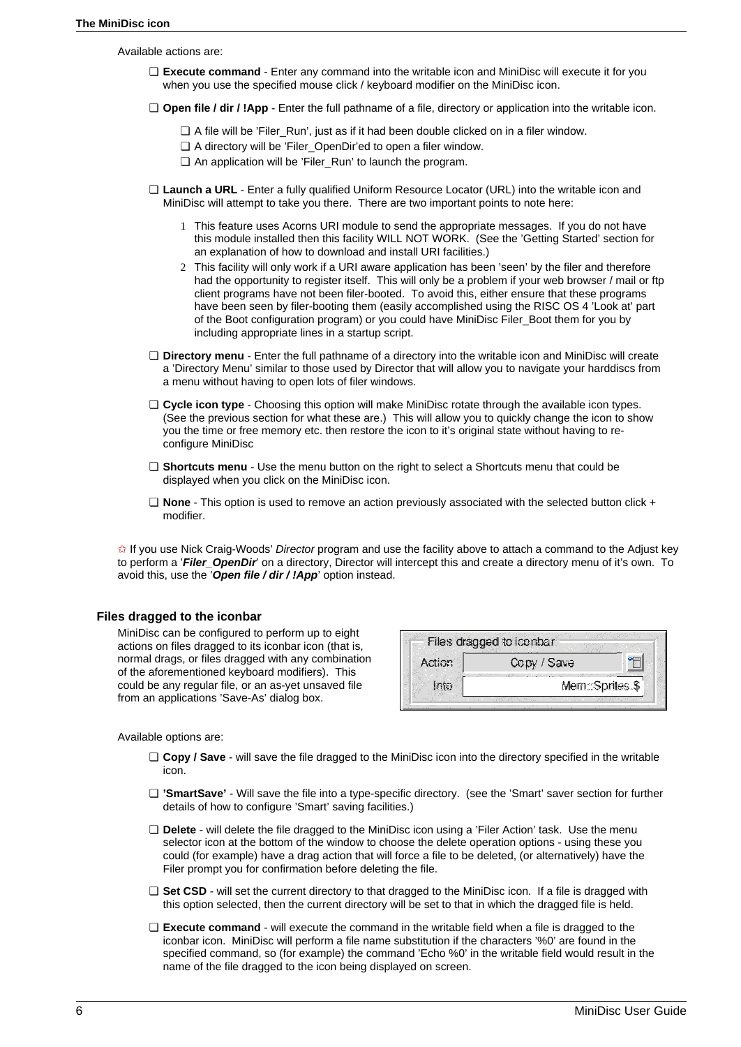Available actions are:

- **Execute command** - Enter any command into the writable icon and MiniDisc will execute it for you when you use the specified mouse click / keyboard modifier on the MiniDisc icon.
- **Open file / dir / !App** - Enter the full pathname of a file, directory or application into the writable icon.
  - A file will be 'Filer_Run', just as if it had been double clicked on in a filer window.
  - A directory will be 'Filer_OpenDir'ed to open a filer window.
  - An application will be 'Filer_Run' to launch the program.
- **Launch a URL** - Enter a fully qualified Uniform Resource Locator (URL) into the writable icon and MiniDisc will attempt to take you there. There are two important points to note here:
  1. This feature uses Acorns URI module to send the appropriate messages. If you do not have this module installed then this facility WILL NOT WORK. (See the 'Getting Started' section for an explanation of how to download and install URI facilities.)
  2. This facility will only work if a URI aware application has been 'seen' by the filer and therefore had the opportunity to register itself. This will only be a problem if your web browser / mail or ftp client programs have not been filer-booted. To avoid this, either ensure that these programs have been seen by filer-booting them (easily accomplished using the RISC OS 4 'Look at' part of the Boot configuration program) or you could have MiniDisc Filer_Boot them for you by including appropriate lines in a startup script.
- **Directory menu** - Enter the full pathname of a directory into the writable icon and MiniDisc will create a 'Directory Menu' similar to those used by Director that will allow you to navigate your harddiscs from a menu without having to open lots of filer windows.
- **Cycle icon type** - Choosing this option will make MiniDisc rotate through the available icon types. (See the previous section for what these are.) This will allow you to quickly change the icon to show you the time or free memory etc. then restore the icon to it's original state without having to re-configure MiniDisc
- **Shortcuts menu** - Use the menu button on the right to select a Shortcuts menu that could be displayed when you click on the MiniDisc icon.
- **None** - This option is used to remove an action previously associated with the selected button click + modifier.

✩ If you use Nick Craig-Woods' *Director* program and use the facility above to attach a command to the Adjust key to perform a '***Filer_OpenDir***' on a directory, Director will intercept this and create a directory menu of it's own. To avoid this, use the '***Open file / dir / !App***' option instead.

### Files dragged to the iconbar

MiniDisc can be configured to perform up to eight actions on files dragged to its iconbar icon (that is, normal drags, or files dragged with any combination of the aforementioned keyboard modifiers). This could be any regular file, or an as-yet unsaved file from an applications 'Save-As' dialog box.

Files dragged to iconbar
Action: Copy / Save
Into: Mem::Sprites.$

Available options are:

- **Copy / Save** - will save the file dragged to the MiniDisc icon into the directory specified in the writable icon.
- **'SmartSave'** - Will save the file into a type-specific directory. (see the 'Smart' saver section for further details of how to configure 'Smart' saving facilities.)
- **Delete** - will delete the file dragged to the MiniDisc icon using a 'Filer Action' task. Use the menu selector icon at the bottom of the window to choose the delete operation options - using these you could (for example) have a drag action that will force a file to be deleted, (or alternatively) have the Filer prompt you for confirmation before deleting the file.
- **Set CSD** - will set the current directory to that dragged to the MiniDisc icon. If a file is dragged with this option selected, then the current directory will be set to that in which the dragged file is held.
- **Execute command** - will execute the command in the writable field when a file is dragged to the iconbar icon. MiniDisc will perform a file name substitution if the characters '%0' are found in the specified command, so (for example) the command 'Echo %0' in the writable field would result in the name of the file dragged to the icon being displayed on screen.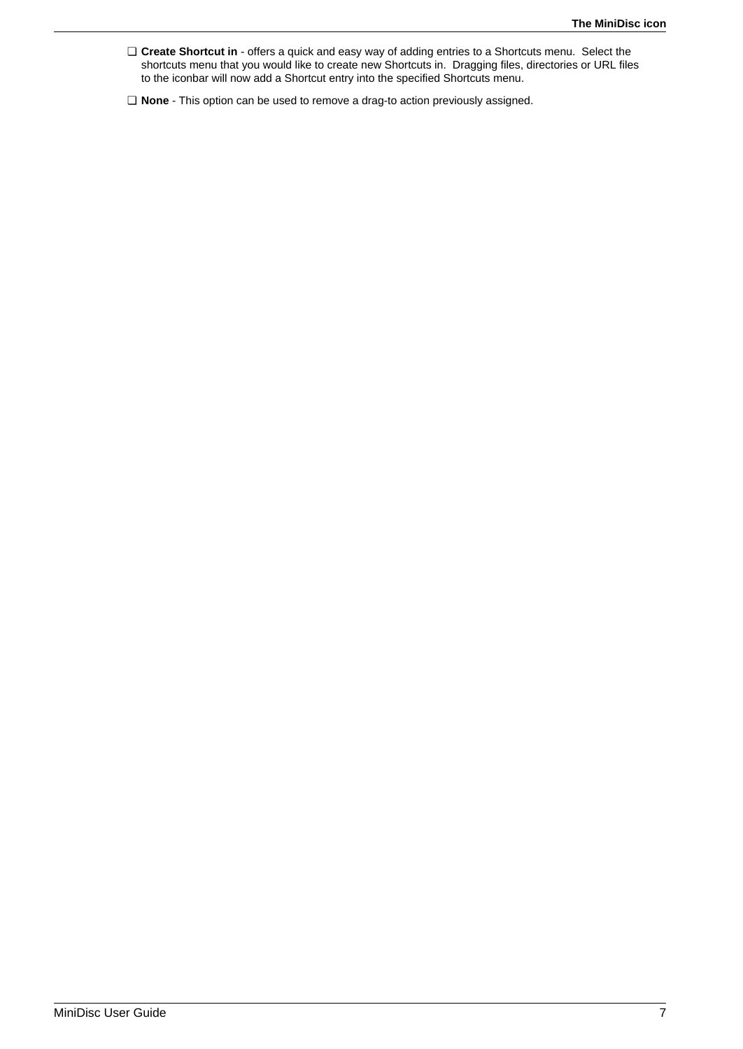- **Create Shortcut in** - offers a quick and easy way of adding entries to a Shortcuts menu. Select the shortcuts menu that you would like to create new Shortcuts in. Dragging files, directories or URL files to the iconbar will now add a Shortcut entry into the specified Shortcuts menu.

- **None** - This option can be used to remove a drag-to action previously assigned.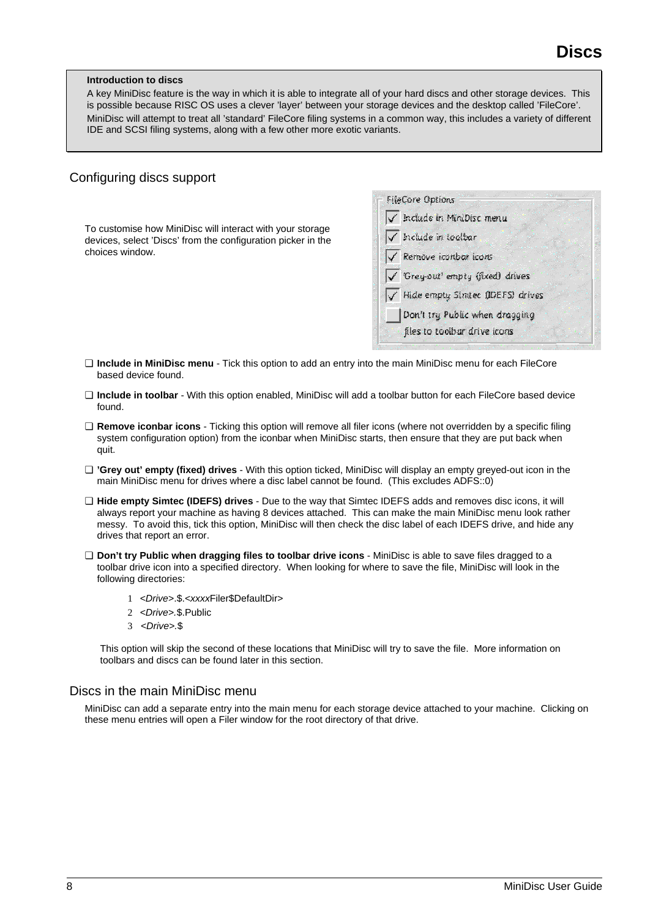# Discs

**Introduction to discs**

A key MiniDisc feature is the way in which it is able to integrate all of your hard discs and other storage devices. This is possible because RISC OS uses a clever 'layer' between your storage devices and the desktop called 'FileCore'.

MiniDisc will attempt to treat all 'standard' FileCore filing systems in a common way, this includes a variety of different IDE and SCSI filing systems, along with a few other more exotic variants.

## Configuring discs support

To customise how MiniDisc will interact with your storage devices, select 'Discs' from the configuration picker in the choices window.

FileCore Options

- ✓ Include in MiniDisc menu
- ✓ Include in toolbar
- ✓ Remove iconbar icons
- ✓ 'Grey-out' empty (fixed) drives
- ✓ Hide empty Simtec (IDEFS) drives
- ☐ Don't try Public when dragging files to toolbar drive icons

- **Include in MiniDisc menu** - Tick this option to add an entry into the main MiniDisc menu for each FileCore based device found.
- **Include in toolbar** - With this option enabled, MiniDisc will add a toolbar button for each FileCore based device found.
- **Remove iconbar icons** - Ticking this option will remove all filer icons (where not overridden by a specific filing system configuration option) from the iconbar when MiniDisc starts, then ensure that they are put back when quit.
- **'Grey out' empty (fixed) drives** - With this option ticked, MiniDisc will display an empty greyed-out icon in the main MiniDisc menu for drives where a disc label cannot be found. (This excludes ADFS::0)
- **Hide empty Simtec (IDEFS) drives** - Due to the way that Simtec IDEFS adds and removes disc icons, it will always report your machine as having 8 devices attached. This can make the main MiniDisc menu look rather messy. To avoid this, tick this option, MiniDisc will then check the disc label of each IDEFS drive, and hide any drives that report an error.
- **Don't try Public when dragging files to toolbar drive icons** - MiniDisc is able to save files dragged to a toolbar drive icon into a specified directory. When looking for where to save the file, MiniDisc will look in the following directories:

  1. *<Drive>*.$.*<xxxx*Filer$DefaultDir>
  2. *<Drive>*.$.Public
  3. *<Drive>*.$

  This option will skip the second of these locations that MiniDisc will try to save the file. More information on toolbars and discs can be found later in this section.

## Discs in the main MiniDisc menu

MiniDisc can add a separate entry into the main menu for each storage device attached to your machine. Clicking on these menu entries will open a Filer window for the root directory of that drive.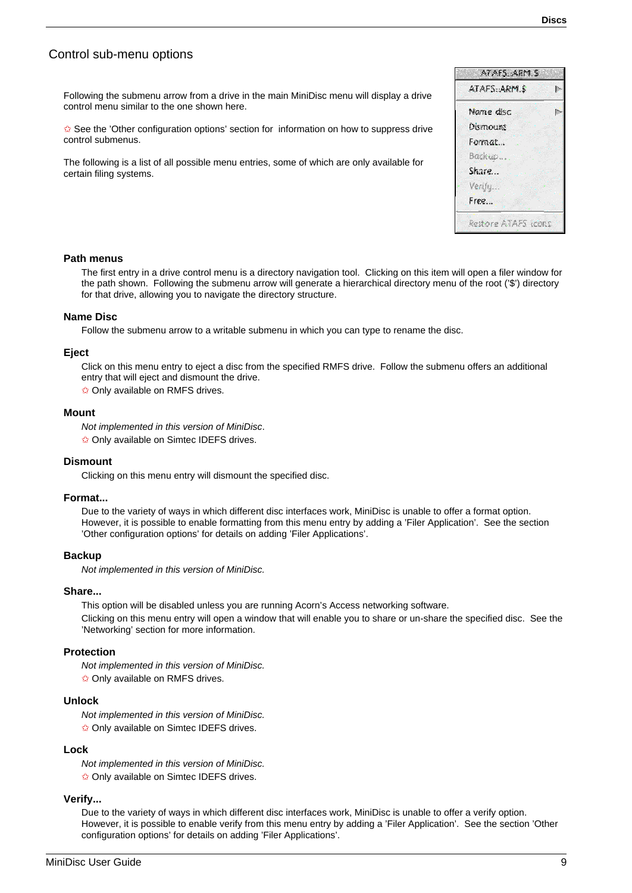## Control sub-menu options

Following the submenu arrow from a drive in the main MiniDisc menu will display a drive control menu similar to the one shown here.

✩ See the 'Other configuration options' section for information on how to suppress drive control submenus.

The following is a list of all possible menu entries, some of which are only available for certain filing systems.

### Path menus

The first entry in a drive control menu is a directory navigation tool. Clicking on this item will open a filer window for the path shown. Following the submenu arrow will generate a hierarchical directory menu of the root ('$') directory for that drive, allowing you to navigate the directory structure.

### Name Disc

Follow the submenu arrow to a writable submenu in which you can type to rename the disc.

### Eject

Click on this menu entry to eject a disc from the specified RMFS drive. Follow the submenu offers an additional entry that will eject and dismount the drive.

✩ Only available on RMFS drives.

### Mount

*Not implemented in this version of MiniDisc*.

✩ Only available on Simtec IDEFS drives.

### Dismount

Clicking on this menu entry will dismount the specified disc.

### Format...

Due to the variety of ways in which different disc interfaces work, MiniDisc is unable to offer a format option. However, it is possible to enable formatting from this menu entry by adding a 'Filer Application'. See the section 'Other configuration options' for details on adding 'Filer Applications'.

### Backup

*Not implemented in this version of MiniDisc.*

### Share...

This option will be disabled unless you are running Acorn's Access networking software.

Clicking on this menu entry will open a window that will enable you to share or un-share the specified disc. See the 'Networking' section for more information.

### Protection

*Not implemented in this version of MiniDisc.*

✩ Only available on RMFS drives.

### Unlock

*Not implemented in this version of MiniDisc.*

✩ Only available on Simtec IDEFS drives.

### Lock

*Not implemented in this version of MiniDisc.*

✩ Only available on Simtec IDEFS drives.

### Verify...

Due to the variety of ways in which different disc interfaces work, MiniDisc is unable to offer a verify option. However, it is possible to enable verify from this menu entry by adding a 'Filer Application'. See the section 'Other configuration options' for details on adding 'Filer Applications'.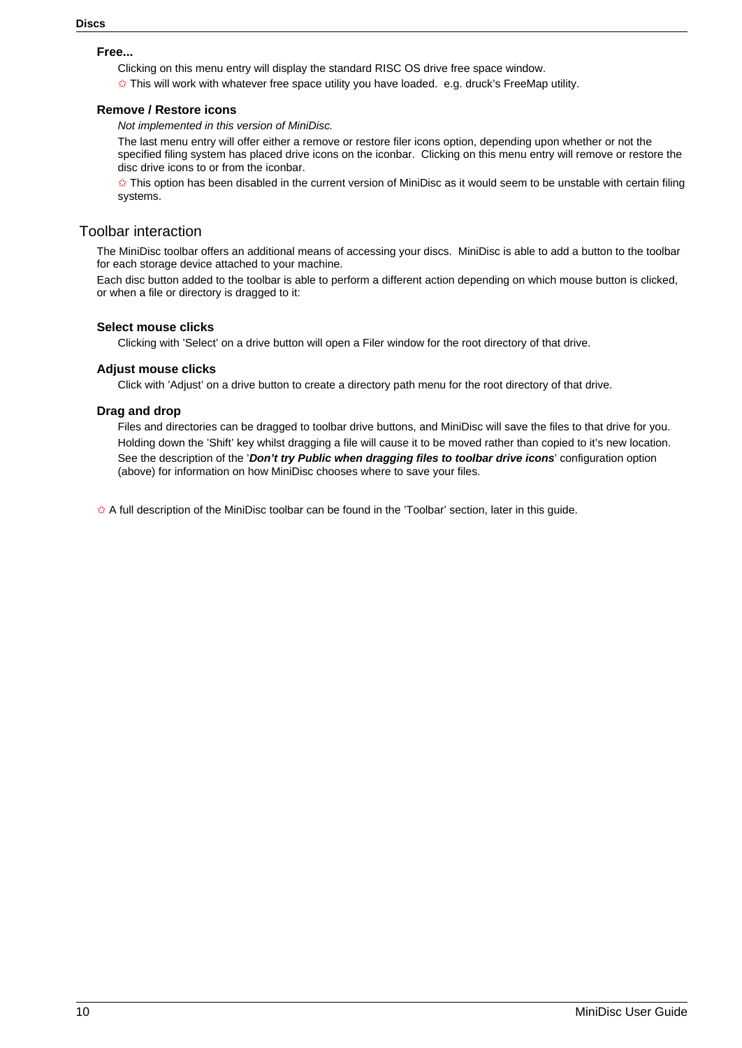### Free...

Clicking on this menu entry will display the standard RISC OS drive free space window.

✩ This will work with whatever free space utility you have loaded. e.g. druck's FreeMap utility.

### Remove / Restore icons

*Not implemented in this version of MiniDisc.*

The last menu entry will offer either a remove or restore filer icons option, depending upon whether or not the specified filing system has placed drive icons on the iconbar. Clicking on this menu entry will remove or restore the disc drive icons to or from the iconbar.

✩ This option has been disabled in the current version of MiniDisc as it would seem to be unstable with certain filing systems.

## Toolbar interaction

The MiniDisc toolbar offers an additional means of accessing your discs. MiniDisc is able to add a button to the toolbar for each storage device attached to your machine.

Each disc button added to the toolbar is able to perform a different action depending on which mouse button is clicked, or when a file or directory is dragged to it:

### Select mouse clicks

Clicking with 'Select' on a drive button will open a Filer window for the root directory of that drive.

### Adjust mouse clicks

Click with 'Adjust' on a drive button to create a directory path menu for the root directory of that drive.

### Drag and drop

Files and directories can be dragged to toolbar drive buttons, and MiniDisc will save the files to that drive for you.

Holding down the 'Shift' key whilst dragging a file will cause it to be moved rather than copied to it's new location.

See the description of the '***Don't try Public when dragging files to toolbar drive icons***' configuration option (above) for information on how MiniDisc chooses where to save your files.

✩ A full description of the MiniDisc toolbar can be found in the 'Toolbar' section, later in this guide.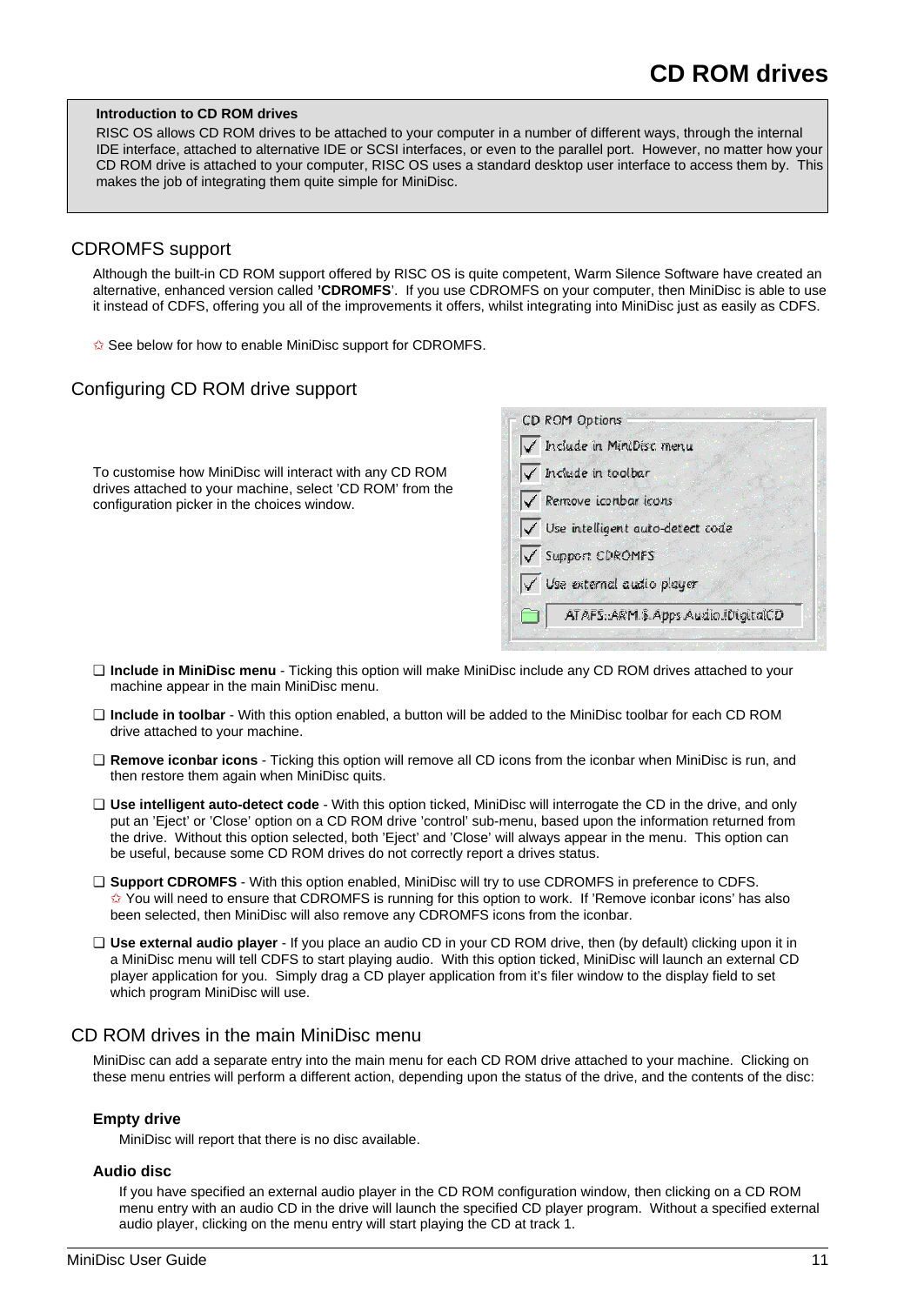# CD ROM drives

**Introduction to CD ROM drives**

RISC OS allows CD ROM drives to be attached to your computer in a number of different ways, through the internal IDE interface, attached to alternative IDE or SCSI interfaces, or even to the parallel port. However, no matter how your CD ROM drive is attached to your computer, RISC OS uses a standard desktop user interface to access them by. This makes the job of integrating them quite simple for MiniDisc.

## CDROMFS support

Although the built-in CD ROM support offered by RISC OS is quite competent, Warm Silence Software have created an alternative, enhanced version called **'CDROMFS'**. If you use CDROMFS on your computer, then MiniDisc is able to use it instead of CDFS, offering you all of the improvements it offers, whilst integrating into MiniDisc just as easily as CDFS.

✩ See below for how to enable MiniDisc support for CDROMFS.

## Configuring CD ROM drive support

To customise how MiniDisc will interact with any CD ROM drives attached to your machine, select 'CD ROM' from the configuration picker in the choices window.

CD ROM Options
- ✓ Include in MiniDisc menu
- ✓ Include in toolbar
- ✓ Remove iconbar icons
- ✓ Use intelligent auto-detect code
- ✓ Support CDROMFS
- ✓ Use external audio player

ATAFS::ARM.$.Apps.Audio.!DigitalCD

- ❑ **Include in MiniDisc menu** - Ticking this option will make MiniDisc include any CD ROM drives attached to your machine appear in the main MiniDisc menu.
- ❑ **Include in toolbar** - With this option enabled, a button will be added to the MiniDisc toolbar for each CD ROM drive attached to your machine.
- ❑ **Remove iconbar icons** - Ticking this option will remove all CD icons from the iconbar when MiniDisc is run, and then restore them again when MiniDisc quits.
- ❑ **Use intelligent auto-detect code** - With this option ticked, MiniDisc will interrogate the CD in the drive, and only put an 'Eject' or 'Close' option on a CD ROM drive 'control' sub-menu, based upon the information returned from the drive. Without this option selected, both 'Eject' and 'Close' will always appear in the menu. This option can be useful, because some CD ROM drives do not correctly report a drives status.
- ❑ **Support CDROMFS** - With this option enabled, MiniDisc will try to use CDROMFS in preference to CDFS. ✩ You will need to ensure that CDROMFS is running for this option to work. If 'Remove iconbar icons' has also been selected, then MiniDisc will also remove any CDROMFS icons from the iconbar.
- ❑ **Use external audio player** - If you place an audio CD in your CD ROM drive, then (by default) clicking upon it in a MiniDisc menu will tell CDFS to start playing audio. With this option ticked, MiniDisc will launch an external CD player application for you. Simply drag a CD player application from it's filer window to the display field to set which program MiniDisc will use.

## CD ROM drives in the main MiniDisc menu

MiniDisc can add a separate entry into the main menu for each CD ROM drive attached to your machine. Clicking on these menu entries will perform a different action, depending upon the status of the drive, and the contents of the disc:

### Empty drive

MiniDisc will report that there is no disc available.

### Audio disc

If you have specified an external audio player in the CD ROM configuration window, then clicking on a CD ROM menu entry with an audio CD in the drive will launch the specified CD player program. Without a specified external audio player, clicking on the menu entry will start playing the CD at track 1.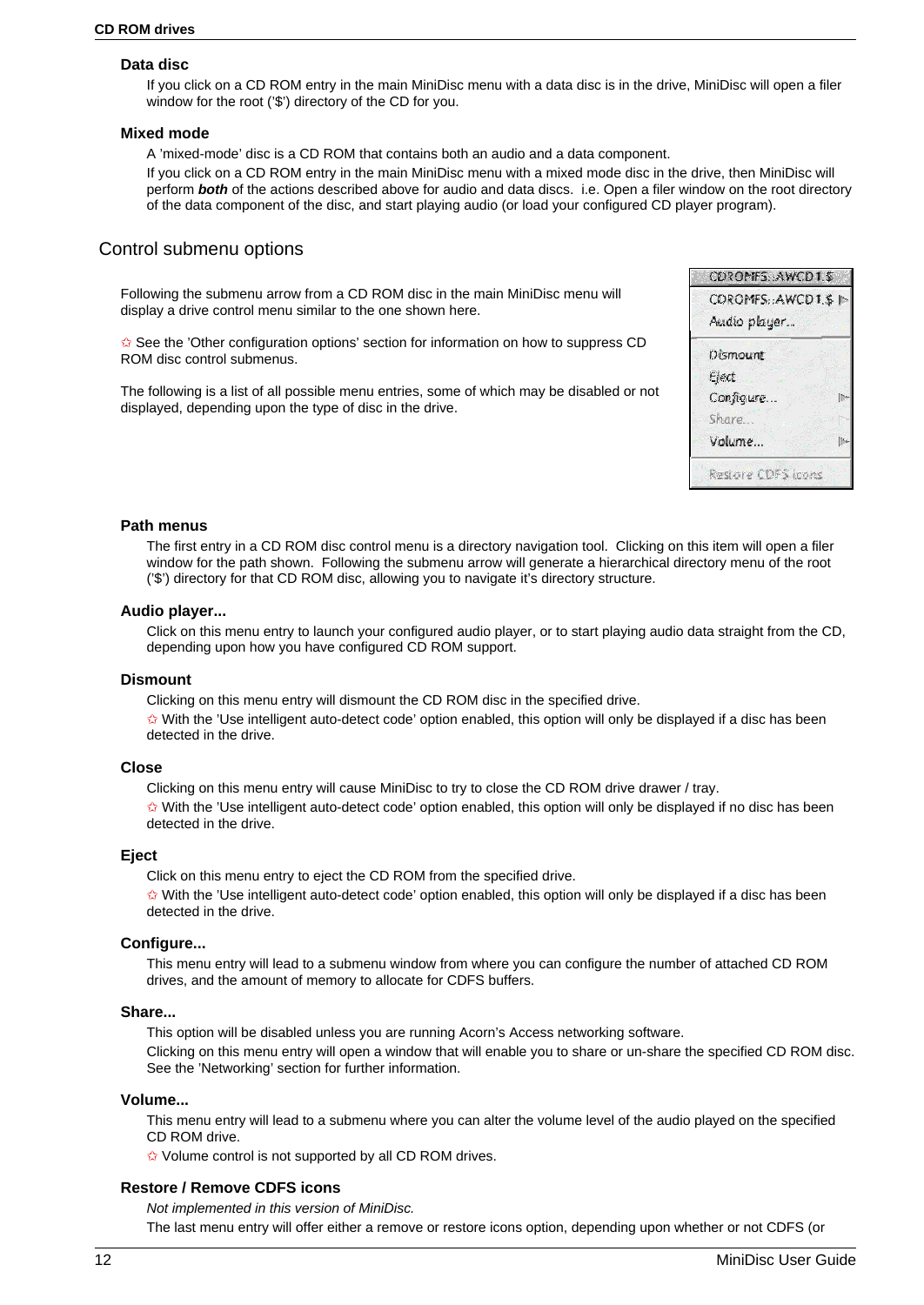### Data disc

If you click on a CD ROM entry in the main MiniDisc menu with a data disc is in the drive, MiniDisc will open a filer window for the root ('$') directory of the CD for you.

### Mixed mode

A 'mixed-mode' disc is a CD ROM that contains both an audio and a data component.

If you click on a CD ROM entry in the main MiniDisc menu with a mixed mode disc in the drive, then MiniDisc will perform ***both*** of the actions described above for audio and data discs. i.e. Open a filer window on the root directory of the data component of the disc, and start playing audio (or load your configured CD player program).

## Control submenu options

Following the submenu arrow from a CD ROM disc in the main MiniDisc menu will display a drive control menu similar to the one shown here.

✩ See the 'Other configuration options' section for information on how to suppress CD ROM disc control submenus.

The following is a list of all possible menu entries, some of which may be disabled or not displayed, depending upon the type of disc in the drive.

### Path menus

The first entry in a CD ROM disc control menu is a directory navigation tool. Clicking on this item will open a filer window for the path shown. Following the submenu arrow will generate a hierarchical directory menu of the root ('$') directory for that CD ROM disc, allowing you to navigate it's directory structure.

### Audio player...

Click on this menu entry to launch your configured audio player, or to start playing audio data straight from the CD, depending upon how you have configured CD ROM support.

### Dismount

Clicking on this menu entry will dismount the CD ROM disc in the specified drive.

✩ With the 'Use intelligent auto-detect code' option enabled, this option will only be displayed if a disc has been detected in the drive.

### Close

Clicking on this menu entry will cause MiniDisc to try to close the CD ROM drive drawer / tray.

✩ With the 'Use intelligent auto-detect code' option enabled, this option will only be displayed if no disc has been detected in the drive.

### Eject

Click on this menu entry to eject the CD ROM from the specified drive.

✩ With the 'Use intelligent auto-detect code' option enabled, this option will only be displayed if a disc has been detected in the drive.

### Configure...

This menu entry will lead to a submenu window from where you can configure the number of attached CD ROM drives, and the amount of memory to allocate for CDFS buffers.

### Share...

This option will be disabled unless you are running Acorn's Access networking software.

Clicking on this menu entry will open a window that will enable you to share or un-share the specified CD ROM disc. See the 'Networking' section for further information.

### Volume...

This menu entry will lead to a submenu where you can alter the volume level of the audio played on the specified CD ROM drive.

✩ Volume control is not supported by all CD ROM drives.

### Restore / Remove CDFS icons

*Not implemented in this version of MiniDisc.*

The last menu entry will offer either a remove or restore icons option, depending upon whether or not CDFS (or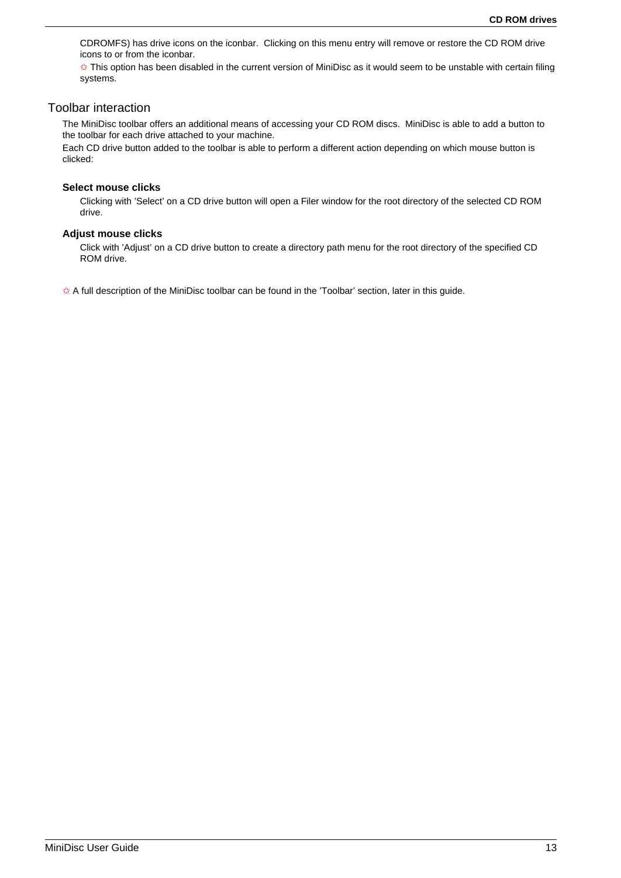CDROMFS) has drive icons on the iconbar. Clicking on this menu entry will remove or restore the CD ROM drive icons to or from the iconbar.

✩ This option has been disabled in the current version of MiniDisc as it would seem to be unstable with certain filing systems.

## Toolbar interaction

The MiniDisc toolbar offers an additional means of accessing your CD ROM discs. MiniDisc is able to add a button to the toolbar for each drive attached to your machine.

Each CD drive button added to the toolbar is able to perform a different action depending on which mouse button is clicked:

### Select mouse clicks

Clicking with 'Select' on a CD drive button will open a Filer window for the root directory of the selected CD ROM drive.

### Adjust mouse clicks

Click with 'Adjust' on a CD drive button to create a directory path menu for the root directory of the specified CD ROM drive.

✩ A full description of the MiniDisc toolbar can be found in the 'Toolbar' section, later in this guide.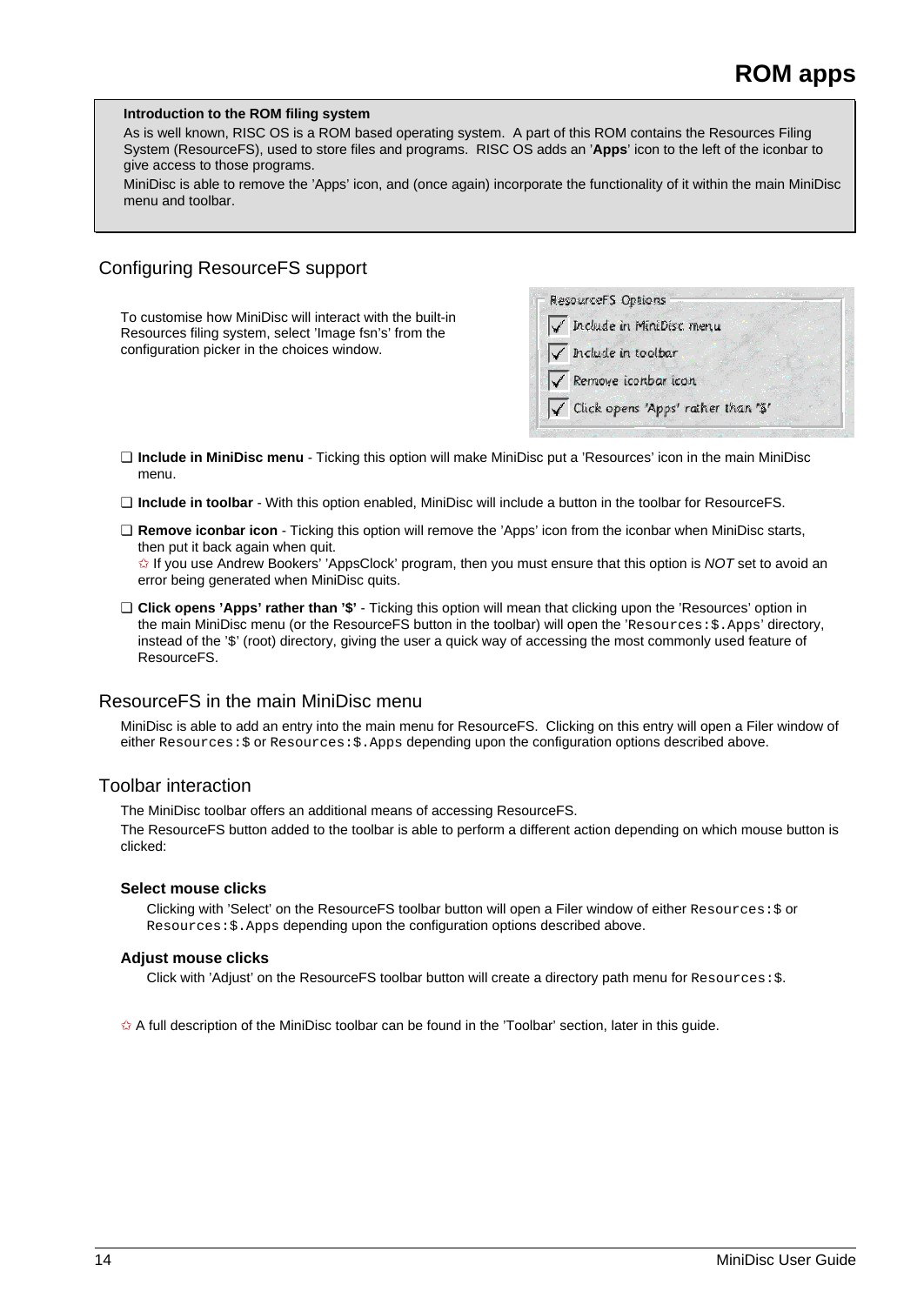# ROM apps

**Introduction to the ROM filing system**

As is well known, RISC OS is a ROM based operating system. A part of this ROM contains the Resources Filing System (ResourceFS), used to store files and programs. RISC OS adds an '**Apps**' icon to the left of the iconbar to give access to those programs.

MiniDisc is able to remove the 'Apps' icon, and (once again) incorporate the functionality of it within the main MiniDisc menu and toolbar.

## Configuring ResourceFS support

To customise how MiniDisc will interact with the built-in Resources filing system, select 'Image fsn's' from the configuration picker in the choices window.

ResourceFS Options

- ✓ Include in MiniDisc menu
- ✓ Include in toolbar
- ✓ Remove iconbar icon
- ✓ Click opens 'Apps' rather than '$'

- ❑ **Include in MiniDisc menu** - Ticking this option will make MiniDisc put a 'Resources' icon in the main MiniDisc menu.
- ❑ **Include in toolbar** - With this option enabled, MiniDisc will include a button in the toolbar for ResourceFS.
- ❑ **Remove iconbar icon** - Ticking this option will remove the 'Apps' icon from the iconbar when MiniDisc starts, then put it back again when quit.
  ✩ If you use Andrew Bookers' 'AppsClock' program, then you must ensure that this option is *NOT* set to avoid an error being generated when MiniDisc quits.
- ❑ **Click opens 'Apps' rather than '$'** - Ticking this option will mean that clicking upon the 'Resources' option in the main MiniDisc menu (or the ResourceFS button in the toolbar) will open the '`Resources:$.Apps`' directory, instead of the '$' (root) directory, giving the user a quick way of accessing the most commonly used feature of ResourceFS.

## ResourceFS in the main MiniDisc menu

MiniDisc is able to add an entry into the main menu for ResourceFS. Clicking on this entry will open a Filer window of either `Resources:$` or `Resources:$.Apps` depending upon the configuration options described above.

## Toolbar interaction

The MiniDisc toolbar offers an additional means of accessing ResourceFS.

The ResourceFS button added to the toolbar is able to perform a different action depending on which mouse button is clicked:

### Select mouse clicks

Clicking with 'Select' on the ResourceFS toolbar button will open a Filer window of either `Resources:$` or `Resources:$.Apps` depending upon the configuration options described above.

### Adjust mouse clicks

Click with 'Adjust' on the ResourceFS toolbar button will create a directory path menu for `Resources:$`.

✩ A full description of the MiniDisc toolbar can be found in the 'Toolbar' section, later in this guide.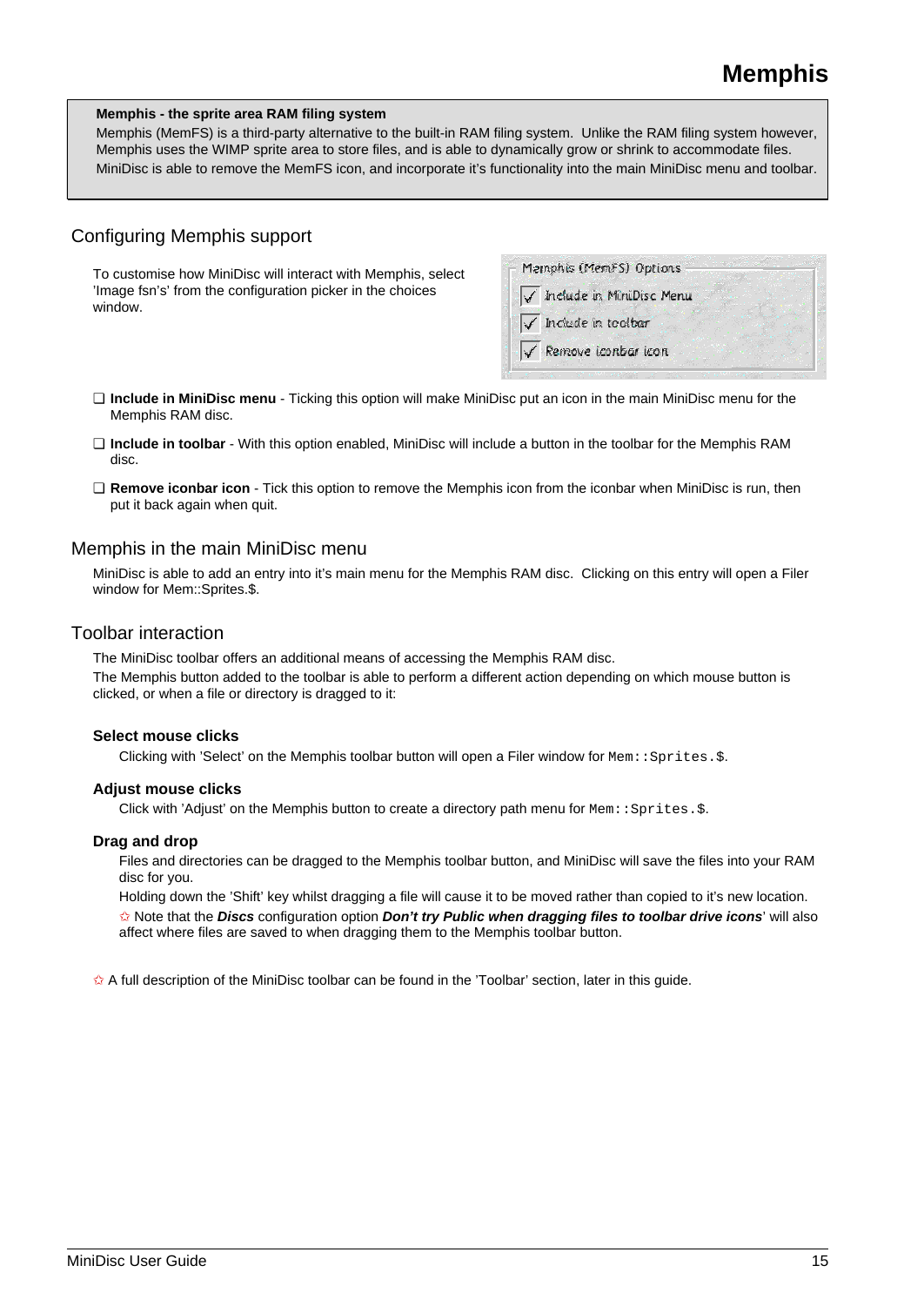# Memphis

**Memphis - the sprite area RAM filing system**

Memphis (MemFS) is a third-party alternative to the built-in RAM filing system. Unlike the RAM filing system however, Memphis uses the WIMP sprite area to store files, and is able to dynamically grow or shrink to accommodate files.

MiniDisc is able to remove the MemFS icon, and incorporate it's functionality into the main MiniDisc menu and toolbar.

## Configuring Memphis support

To customise how MiniDisc will interact with Memphis, select 'Image fsn's' from the configuration picker in the choices window.

Memphis (MemFS) Options

- ✓ Include in MiniDisc Menu
- ✓ Include in toolbar
- ✓ Remove iconbar icon

- ❑ **Include in MiniDisc menu** - Ticking this option will make MiniDisc put an icon in the main MiniDisc menu for the Memphis RAM disc.
- ❑ **Include in toolbar** - With this option enabled, MiniDisc will include a button in the toolbar for the Memphis RAM disc.
- ❑ **Remove iconbar icon** - Tick this option to remove the Memphis icon from the iconbar when MiniDisc is run, then put it back again when quit.

## Memphis in the main MiniDisc menu

MiniDisc is able to add an entry into it's main menu for the Memphis RAM disc. Clicking on this entry will open a Filer window for Mem::Sprites.$.

## Toolbar interaction

The MiniDisc toolbar offers an additional means of accessing the Memphis RAM disc.

The Memphis button added to the toolbar is able to perform a different action depending on which mouse button is clicked, or when a file or directory is dragged to it:

### Select mouse clicks

Clicking with 'Select' on the Memphis toolbar button will open a Filer window for `Mem::Sprites.$`.

### Adjust mouse clicks

Click with 'Adjust' on the Memphis button to create a directory path menu for `Mem::Sprites.$`.

### Drag and drop

Files and directories can be dragged to the Memphis toolbar button, and MiniDisc will save the files into your RAM disc for you.

Holding down the 'Shift' key whilst dragging a file will cause it to be moved rather than copied to it's new location.

✩ Note that the ***Discs*** configuration option ***Don't try Public when dragging files to toolbar drive icons***' will also affect where files are saved to when dragging them to the Memphis toolbar button.

✩ A full description of the MiniDisc toolbar can be found in the 'Toolbar' section, later in this guide.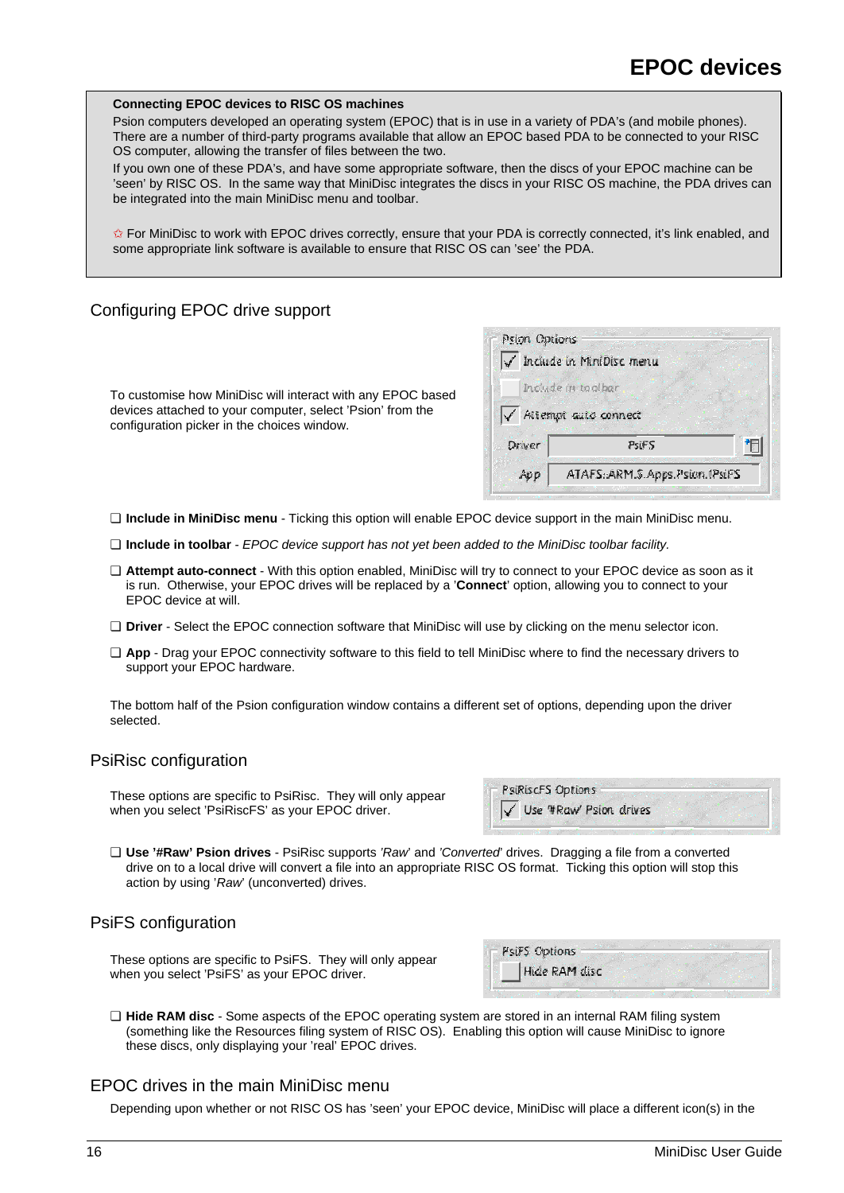**Connecting EPOC devices to RISC OS machines**

Psion computers developed an operating system (EPOC) that is in use in a variety of PDA's (and mobile phones). There are a number of third-party programs available that allow an EPOC based PDA to be connected to your RISC OS computer, allowing the transfer of files between the two.

If you own one of these PDA's, and have some appropriate software, then the discs of your EPOC machine can be 'seen' by RISC OS. In the same way that MiniDisc integrates the discs in your RISC OS machine, the PDA drives can be integrated into the main MiniDisc menu and toolbar.

✩ For MiniDisc to work with EPOC drives correctly, ensure that your PDA is correctly connected, it's link enabled, and some appropriate link software is available to ensure that RISC OS can 'see' the PDA.

## Configuring EPOC drive support

To customise how MiniDisc will interact with any EPOC based devices attached to your computer, select 'Psion' from the configuration picker in the choices window.

- **Include in MiniDisc menu** - Ticking this option will enable EPOC device support in the main MiniDisc menu.
- **Include in toolbar** - *EPOC device support has not yet been added to the MiniDisc toolbar facility.*
- **Attempt auto-connect** - With this option enabled, MiniDisc will try to connect to your EPOC device as soon as it is run. Otherwise, your EPOC drives will be replaced by a '**Connect**' option, allowing you to connect to your EPOC device at will.
- **Driver** - Select the EPOC connection software that MiniDisc will use by clicking on the menu selector icon.
- **App** - Drag your EPOC connectivity software to this field to tell MiniDisc where to find the necessary drivers to support your EPOC hardware.

The bottom half of the Psion configuration window contains a different set of options, depending upon the driver selected.

## PsiRisc configuration

These options are specific to PsiRisc. They will only appear when you select 'PsiRiscFS' as your EPOC driver.

- **Use '#Raw' Psion drives** - PsiRisc supports *'Raw*' and *'Converted*' drives. Dragging a file from a converted drive on to a local drive will convert a file into an appropriate RISC OS format. Ticking this option will stop this action by using '*Raw*' (unconverted) drives.

## PsiFS configuration

These options are specific to PsiFS. They will only appear when you select 'PsiFS' as your EPOC driver.

- **Hide RAM disc** - Some aspects of the EPOC operating system are stored in an internal RAM filing system (something like the Resources filing system of RISC OS). Enabling this option will cause MiniDisc to ignore these discs, only displaying your 'real' EPOC drives.

## EPOC drives in the main MiniDisc menu

Depending upon whether or not RISC OS has 'seen' your EPOC device, MiniDisc will place a different icon(s) in the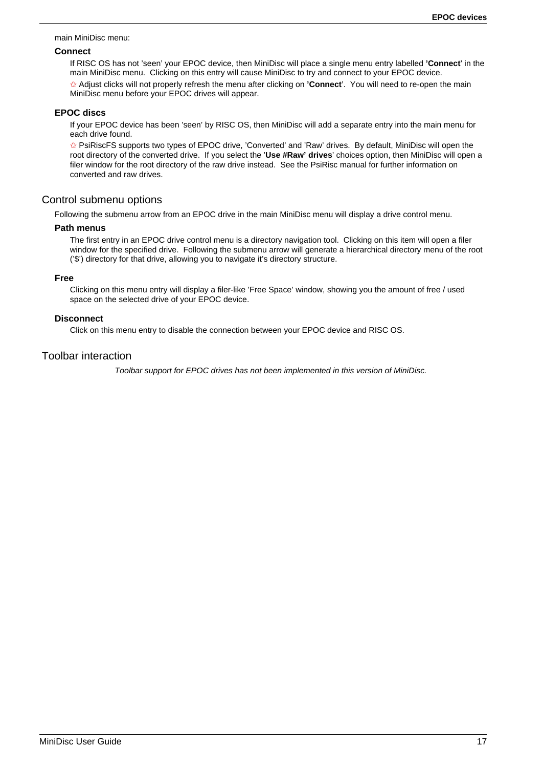main MiniDisc menu:

### Connect

If RISC OS has not 'seen' your EPOC device, then MiniDisc will place a single menu entry labelled **'Connect**' in the main MiniDisc menu. Clicking on this entry will cause MiniDisc to try and connect to your EPOC device.

✩ Adjust clicks will not properly refresh the menu after clicking on **'Connect**'. You will need to re-open the main MiniDisc menu before your EPOC drives will appear.

### EPOC discs

If your EPOC device has been 'seen' by RISC OS, then MiniDisc will add a separate entry into the main menu for each drive found.

✩ PsiRiscFS supports two types of EPOC drive, 'Converted' and 'Raw' drives. By default, MiniDisc will open the root directory of the converted drive. If you select the '**Use #Raw' drives**' choices option, then MiniDisc will open a filer window for the root directory of the raw drive instead. See the PsiRisc manual for further information on converted and raw drives.

## Control submenu options

Following the submenu arrow from an EPOC drive in the main MiniDisc menu will display a drive control menu.

### Path menus

The first entry in an EPOC drive control menu is a directory navigation tool. Clicking on this item will open a filer window for the specified drive. Following the submenu arrow will generate a hierarchical directory menu of the root ('$') directory for that drive, allowing you to navigate it's directory structure.

### Free

Clicking on this menu entry will display a filer-like 'Free Space' window, showing you the amount of free / used space on the selected drive of your EPOC device.

### Disconnect

Click on this menu entry to disable the connection between your EPOC device and RISC OS.

## Toolbar interaction

*Toolbar support for EPOC drives has not been implemented in this version of MiniDisc.*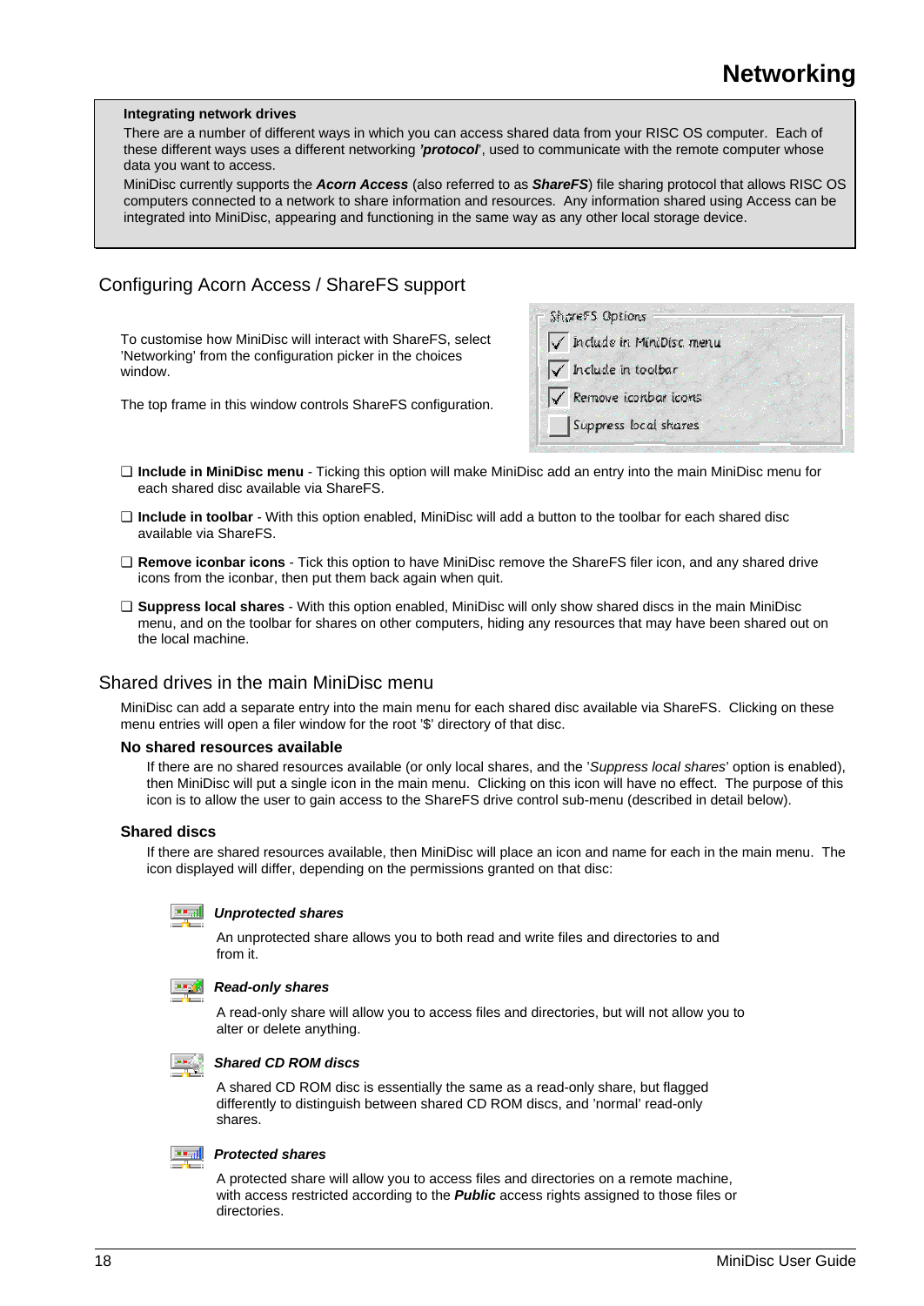# Networking

**Integrating network drives**

There are a number of different ways in which you can access shared data from your RISC OS computer. Each of these different ways uses a different networking ***'protocol'***, used to communicate with the remote computer whose data you want to access.

MiniDisc currently supports the ***Acorn Access*** (also referred to as ***ShareFS***) file sharing protocol that allows RISC OS computers connected to a network to share information and resources. Any information shared using Access can be integrated into MiniDisc, appearing and functioning in the same way as any other local storage device.

## Configuring Acorn Access / ShareFS support

To customise how MiniDisc will interact with ShareFS, select 'Networking' from the configuration picker in the choices window.

The top frame in this window controls ShareFS configuration.

ShareFS Options
- ✓ Include in MiniDisc menu
- ✓ Include in toolbar
- ✓ Remove iconbar icons
- Suppress local shares

- ❑ **Include in MiniDisc menu** - Ticking this option will make MiniDisc add an entry into the main MiniDisc menu for each shared disc available via ShareFS.
- ❑ **Include in toolbar** - With this option enabled, MiniDisc will add a button to the toolbar for each shared disc available via ShareFS.
- ❑ **Remove iconbar icons** - Tick this option to have MiniDisc remove the ShareFS filer icon, and any shared drive icons from the iconbar, then put them back again when quit.
- ❑ **Suppress local shares** - With this option enabled, MiniDisc will only show shared discs in the main MiniDisc menu, and on the toolbar for shares on other computers, hiding any resources that may have been shared out on the local machine.

## Shared drives in the main MiniDisc menu

MiniDisc can add a separate entry into the main menu for each shared disc available via ShareFS. Clicking on these menu entries will open a filer window for the root '$' directory of that disc.

### No shared resources available

If there are no shared resources available (or only local shares, and the '*Suppress local shares*' option is enabled), then MiniDisc will put a single icon in the main menu. Clicking on this icon will have no effect. The purpose of this icon is to allow the user to gain access to the ShareFS drive control sub-menu (described in detail below).

### Shared discs

If there are shared resources available, then MiniDisc will place an icon and name for each in the main menu. The icon displayed will differ, depending on the permissions granted on that disc:

***Unprotected shares***

An unprotected share allows you to both read and write files and directories to and from it.

***Read-only shares***

A read-only share will allow you to access files and directories, but will not allow you to alter or delete anything.

***Shared CD ROM discs***

A shared CD ROM disc is essentially the same as a read-only share, but flagged differently to distinguish between shared CD ROM discs, and 'normal' read-only shares.

***Protected shares***

A protected share will allow you to access files and directories on a remote machine, with access restricted according to the ***Public*** access rights assigned to those files or directories.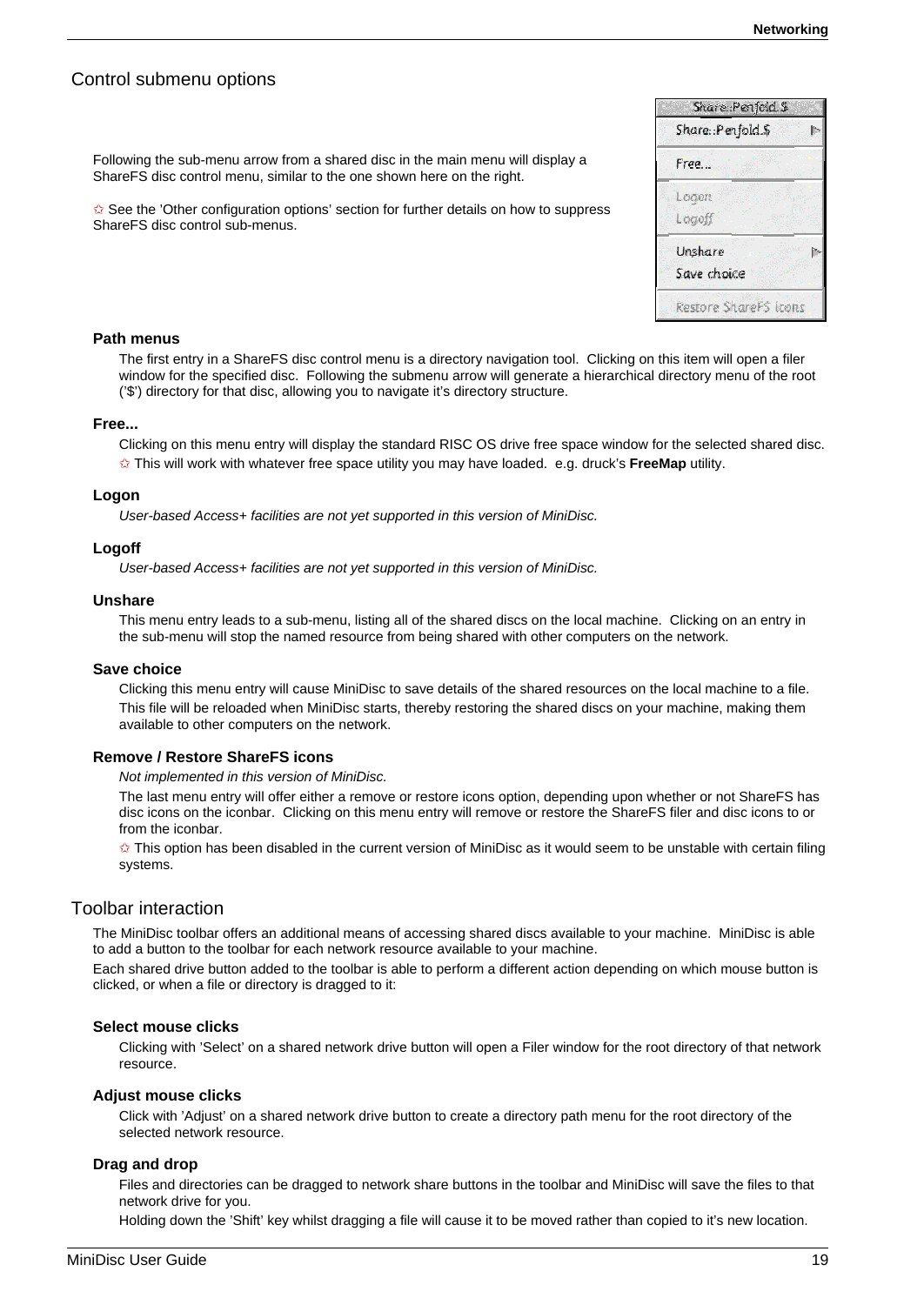## Control submenu options

Following the sub-menu arrow from a shared disc in the main menu will display a ShareFS disc control menu, similar to the one shown here on the right.

✩ See the 'Other configuration options' section for further details on how to suppress ShareFS disc control sub-menus.

### Path menus

The first entry in a ShareFS disc control menu is a directory navigation tool. Clicking on this item will open a filer window for the specified disc. Following the submenu arrow will generate a hierarchical directory menu of the root ('$') directory for that disc, allowing you to navigate it's directory structure.

### Free...

Clicking on this menu entry will display the standard RISC OS drive free space window for the selected shared disc.

✩ This will work with whatever free space utility you may have loaded. e.g. druck's **FreeMap** utility.

### Logon

*User-based Access+ facilities are not yet supported in this version of MiniDisc.*

### Logoff

*User-based Access+ facilities are not yet supported in this version of MiniDisc.*

### Unshare

This menu entry leads to a sub-menu, listing all of the shared discs on the local machine. Clicking on an entry in the sub-menu will stop the named resource from being shared with other computers on the network.

### Save choice

Clicking this menu entry will cause MiniDisc to save details of the shared resources on the local machine to a file. This file will be reloaded when MiniDisc starts, thereby restoring the shared discs on your machine, making them available to other computers on the network.

### Remove / Restore ShareFS icons

*Not implemented in this version of MiniDisc.*

The last menu entry will offer either a remove or restore icons option, depending upon whether or not ShareFS has disc icons on the iconbar. Clicking on this menu entry will remove or restore the ShareFS filer and disc icons to or from the iconbar.

✩ This option has been disabled in the current version of MiniDisc as it would seem to be unstable with certain filing systems.

## Toolbar interaction

The MiniDisc toolbar offers an additional means of accessing shared discs available to your machine. MiniDisc is able to add a button to the toolbar for each network resource available to your machine.

Each shared drive button added to the toolbar is able to perform a different action depending on which mouse button is clicked, or when a file or directory is dragged to it:

### Select mouse clicks

Clicking with 'Select' on a shared network drive button will open a Filer window for the root directory of that network resource.

### Adjust mouse clicks

Click with 'Adjust' on a shared network drive button to create a directory path menu for the root directory of the selected network resource.

### Drag and drop

Files and directories can be dragged to network share buttons in the toolbar and MiniDisc will save the files to that network drive for you.

Holding down the 'Shift' key whilst dragging a file will cause it to be moved rather than copied to it's new location.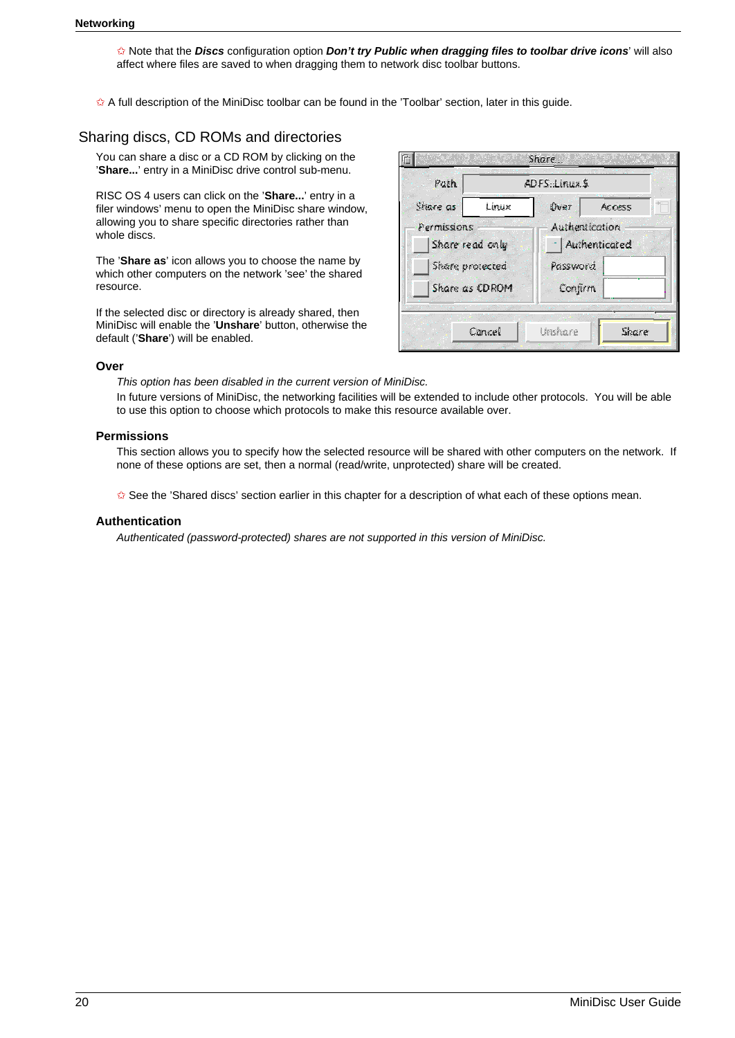✩ Note that the ***Discs*** configuration option ***Don't try Public when dragging files to toolbar drive icons***' will also affect where files are saved to when dragging them to network disc toolbar buttons.

✩ A full description of the MiniDisc toolbar can be found in the 'Toolbar' section, later in this guide.

## Sharing discs, CD ROMs and directories

You can share a disc or a CD ROM by clicking on the '**Share...**' entry in a MiniDisc drive control sub-menu.

RISC OS 4 users can click on the '**Share...**' entry in a filer windows' menu to open the MiniDisc share window, allowing you to share specific directories rather than whole discs.

The '**Share as**' icon allows you to choose the name by which other computers on the network 'see' the shared resource.

If the selected disc or directory is already shared, then MiniDisc will enable the '**Unshare**' button, otherwise the default ('**Share**') will be enabled.

### Over

*This option has been disabled in the current version of MiniDisc.*

In future versions of MiniDisc, the networking facilities will be extended to include other protocols. You will be able to use this option to choose which protocols to make this resource available over.

### Permissions

This section allows you to specify how the selected resource will be shared with other computers on the network. If none of these options are set, then a normal (read/write, unprotected) share will be created.

✩ See the 'Shared discs' section earlier in this chapter for a description of what each of these options mean.

### Authentication

*Authenticated (password-protected) shares are not supported in this version of MiniDisc.*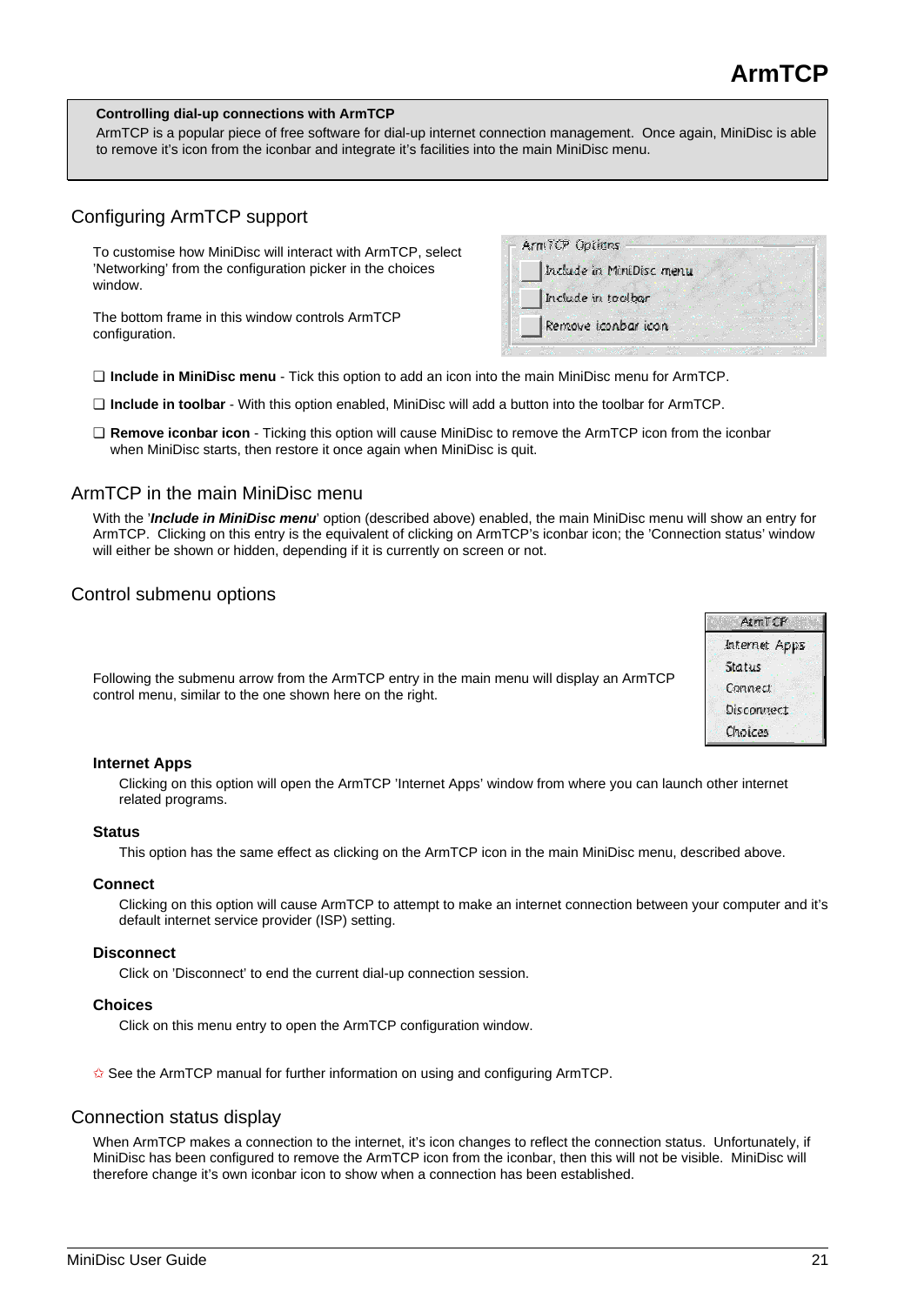# ArmTCP

**Controlling dial-up connections with ArmTCP**

ArmTCP is a popular piece of free software for dial-up internet connection management. Once again, MiniDisc is able to remove it's icon from the iconbar and integrate it's facilities into the main MiniDisc menu.

## Configuring ArmTCP support

To customise how MiniDisc will interact with ArmTCP, select 'Networking' from the configuration picker in the choices window.

The bottom frame in this window controls ArmTCP configuration.

ArmTCP Options

- Include in MiniDisc menu
- Include in toolbar
- Remove iconbar icon

❑ **Include in MiniDisc menu** - Tick this option to add an icon into the main MiniDisc menu for ArmTCP.

❑ **Include in toolbar** - With this option enabled, MiniDisc will add a button into the toolbar for ArmTCP.

❑ **Remove iconbar icon** - Ticking this option will cause MiniDisc to remove the ArmTCP icon from the iconbar when MiniDisc starts, then restore it once again when MiniDisc is quit.

## ArmTCP in the main MiniDisc menu

With the '***Include in MiniDisc menu***' option (described above) enabled, the main MiniDisc menu will show an entry for ArmTCP. Clicking on this entry is the equivalent of clicking on ArmTCP's iconbar icon; the 'Connection status' window will either be shown or hidden, depending if it is currently on screen or not.

## Control submenu options

Following the submenu arrow from the ArmTCP entry in the main menu will display an ArmTCP control menu, similar to the one shown here on the right.

ArmTCP

- Internet Apps
- Status
- Connect
- Disconnect
- Choices

**Internet Apps**

Clicking on this option will open the ArmTCP 'Internet Apps' window from where you can launch other internet related programs.

**Status**

This option has the same effect as clicking on the ArmTCP icon in the main MiniDisc menu, described above.

**Connect**

Clicking on this option will cause ArmTCP to attempt to make an internet connection between your computer and it's default internet service provider (ISP) setting.

**Disconnect**

Click on 'Disconnect' to end the current dial-up connection session.

**Choices**

Click on this menu entry to open the ArmTCP configuration window.

✩ See the ArmTCP manual for further information on using and configuring ArmTCP.

## Connection status display

When ArmTCP makes a connection to the internet, it's icon changes to reflect the connection status. Unfortunately, if MiniDisc has been configured to remove the ArmTCP icon from the iconbar, then this will not be visible. MiniDisc will therefore change it's own iconbar icon to show when a connection has been established.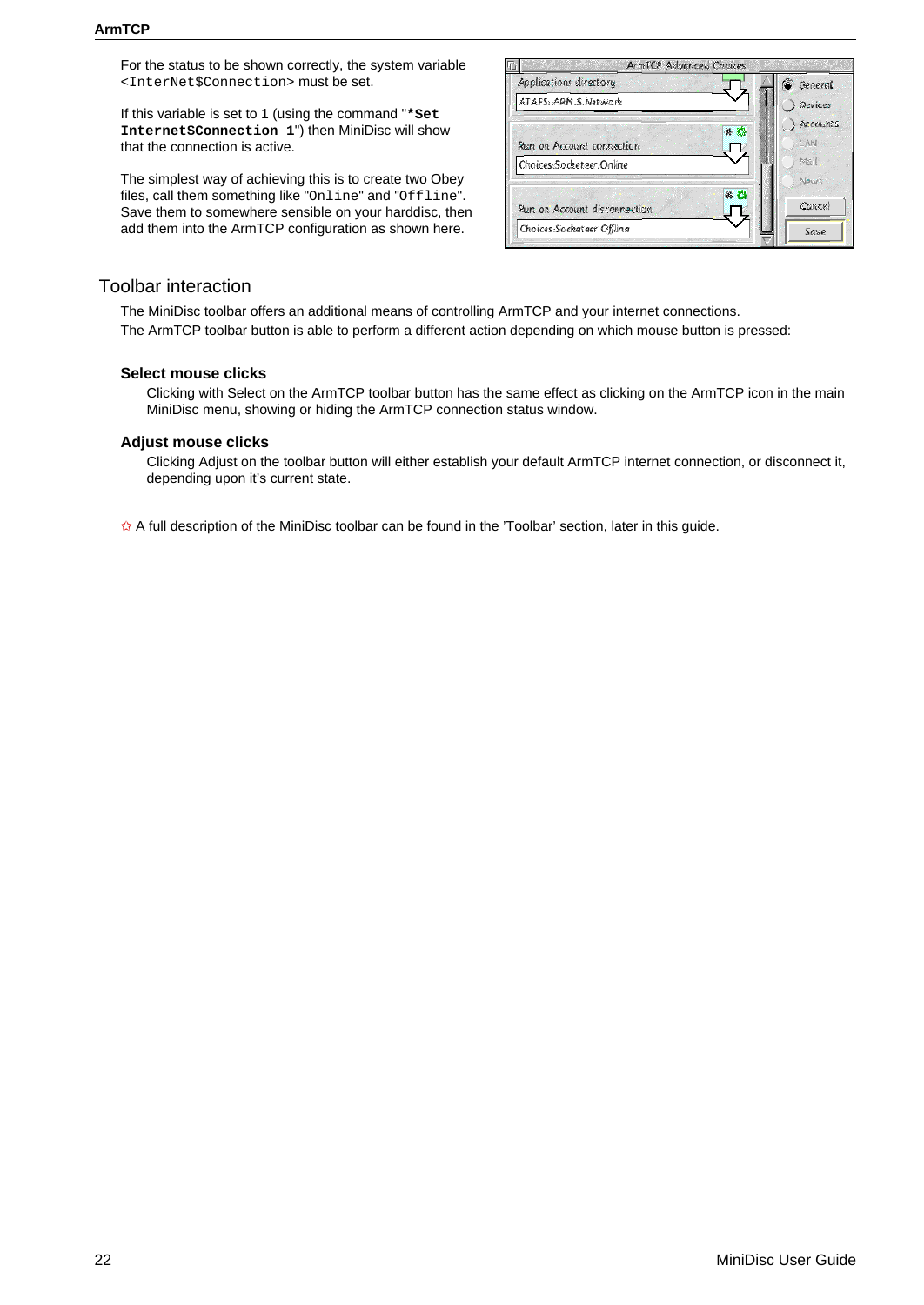For the status to be shown correctly, the system variable <InterNet$Connection> must be set.

If this variable is set to 1 (using the command "**`*Set Internet$Connection 1`**") then MiniDisc will show that the connection is active.

The simplest way of achieving this is to create two Obey files, call them something like "`Online`" and "`Offline`". Save them to somewhere sensible on your harddisc, then add them into the ArmTCP configuration as shown here.

## Toolbar interaction

The MiniDisc toolbar offers an additional means of controlling ArmTCP and your internet connections.
The ArmTCP toolbar button is able to perform a different action depending on which mouse button is pressed:

### Select mouse clicks

Clicking with Select on the ArmTCP toolbar button has the same effect as clicking on the ArmTCP icon in the main MiniDisc menu, showing or hiding the ArmTCP connection status window.

### Adjust mouse clicks

Clicking Adjust on the toolbar button will either establish your default ArmTCP internet connection, or disconnect it, depending upon it's current state.

✩ A full description of the MiniDisc toolbar can be found in the 'Toolbar' section, later in this guide.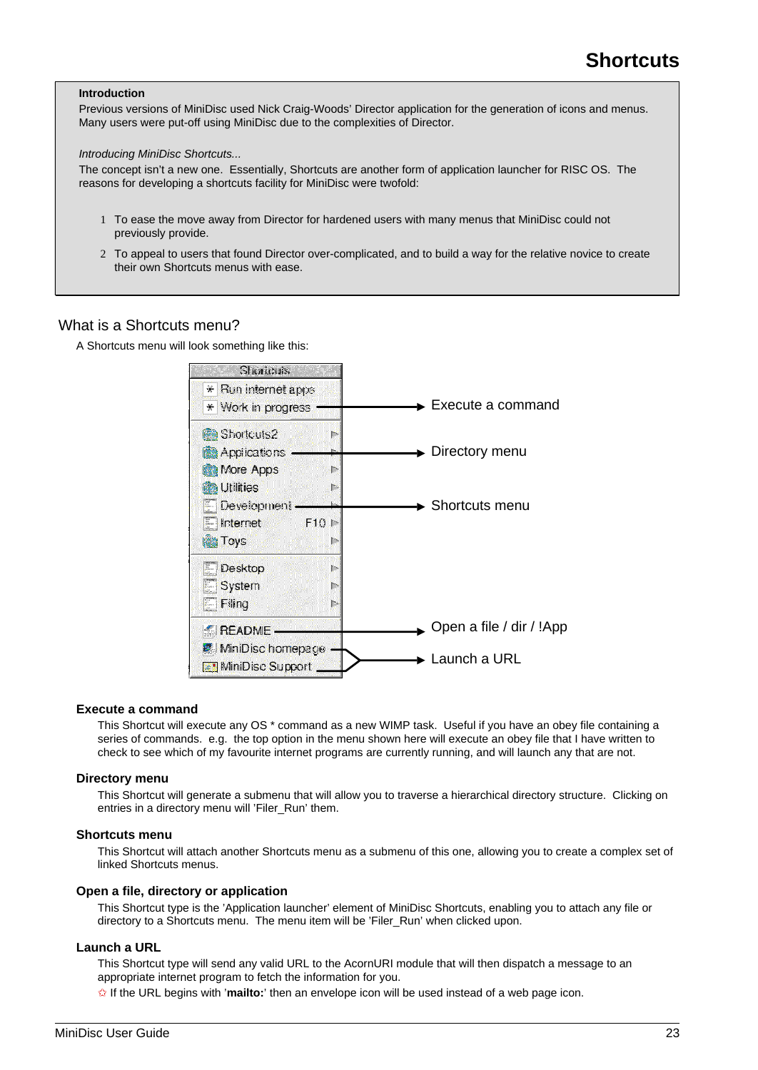# Shortcuts

**Introduction**

Previous versions of MiniDisc used Nick Craig-Woods' Director application for the generation of icons and menus. Many users were put-off using MiniDisc due to the complexities of Director.

*Introducing MiniDisc Shortcuts...*

The concept isn't a new one. Essentially, Shortcuts are another form of application launcher for RISC OS. The reasons for developing a shortcuts facility for MiniDisc were twofold:

1. To ease the move away from Director for hardened users with many menus that MiniDisc could not previously provide.
2. To appeal to users that found Director over-complicated, and to build a way for the relative novice to create their own Shortcuts menus with ease.

## What is a Shortcuts menu?

A Shortcuts menu will look something like this:

Shortcuts
- Run internet apps
- Work in progress → Execute a command
- Shortcuts2
- Applications → Directory menu
- More Apps
- Utilities
- Development → Shortcuts menu
- Internet F10
- Toys
- Desktop
- System
- Filing
- README → Open a file / dir / !App
- MiniDisc homepage → Launch a URL
- MiniDisc Support → Launch a URL

### Execute a command

This Shortcut will execute any OS * command as a new WIMP task. Useful if you have an obey file containing a series of commands. e.g. the top option in the menu shown here will execute an obey file that I have written to check to see which of my favourite internet programs are currently running, and will launch any that are not.

### Directory menu

This Shortcut will generate a submenu that will allow you to traverse a hierarchical directory structure. Clicking on entries in a directory menu will 'Filer_Run' them.

### Shortcuts menu

This Shortcut will attach another Shortcuts menu as a submenu of this one, allowing you to create a complex set of linked Shortcuts menus.

### Open a file, directory or application

This Shortcut type is the 'Application launcher' element of MiniDisc Shortcuts, enabling you to attach any file or directory to a Shortcuts menu. The menu item will be 'Filer_Run' when clicked upon.

### Launch a URL

This Shortcut type will send any valid URL to the AcornURI module that will then dispatch a message to an appropriate internet program to fetch the information for you.

✩ If the URL begins with '**mailto:**' then an envelope icon will be used instead of a web page icon.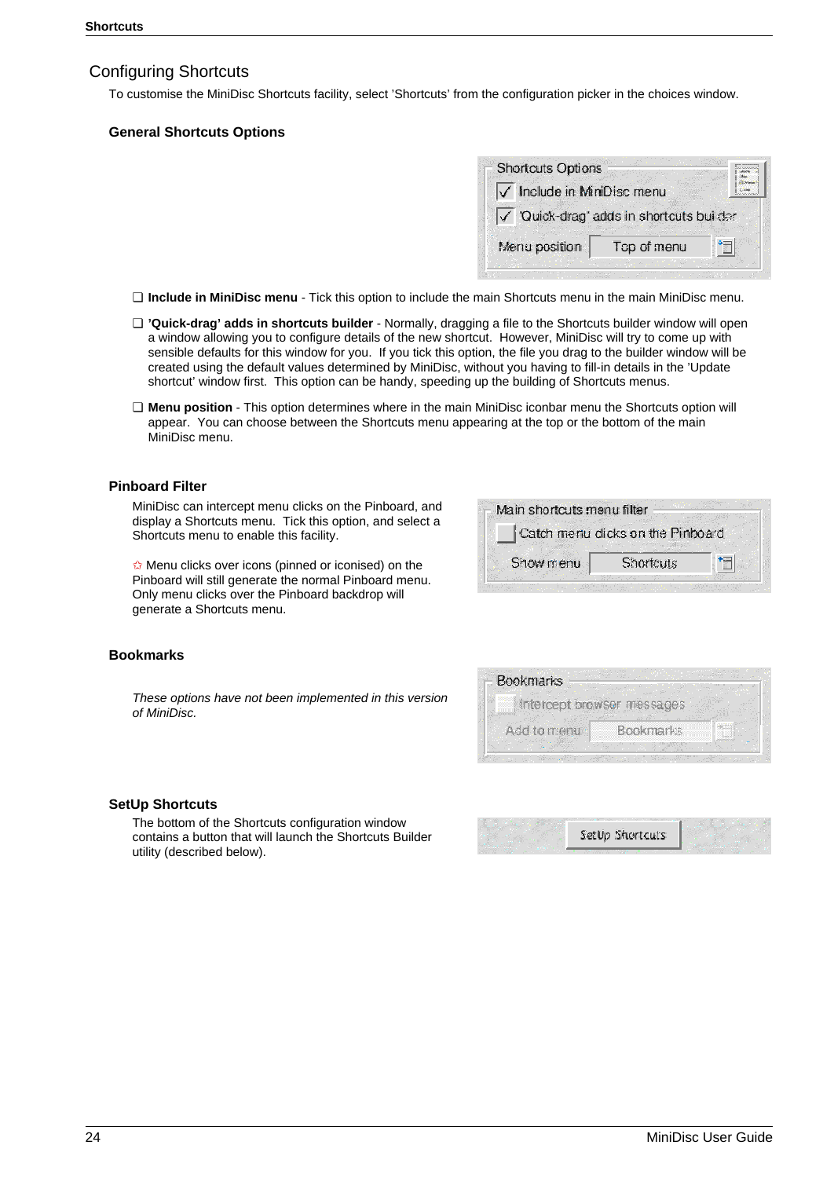## Configuring Shortcuts

To customise the MiniDisc Shortcuts facility, select 'Shortcuts' from the configuration picker in the choices window.

### General Shortcuts Options

- **Include in MiniDisc menu** - Tick this option to include the main Shortcuts menu in the main MiniDisc menu.
- **'Quick-drag' adds in shortcuts builder** - Normally, dragging a file to the Shortcuts builder window will open a window allowing you to configure details of the new shortcut. However, MiniDisc will try to come up with sensible defaults for this window for you. If you tick this option, the file you drag to the builder window will be created using the default values determined by MiniDisc, without you having to fill-in details in the 'Update shortcut' window first. This option can be handy, speeding up the building of Shortcuts menus.
- **Menu position** - This option determines where in the main MiniDisc iconbar menu the Shortcuts option will appear. You can choose between the Shortcuts menu appearing at the top or the bottom of the main MiniDisc menu.

### Pinboard Filter

MiniDisc can intercept menu clicks on the Pinboard, and display a Shortcuts menu. Tick this option, and select a Shortcuts menu to enable this facility.

✩ Menu clicks over icons (pinned or iconised) on the Pinboard will still generate the normal Pinboard menu. Only menu clicks over the Pinboard backdrop will generate a Shortcuts menu.

### Bookmarks

*These options have not been implemented in this version of MiniDisc.*

### SetUp Shortcuts

The bottom of the Shortcuts configuration window contains a button that will launch the Shortcuts Builder utility (described below).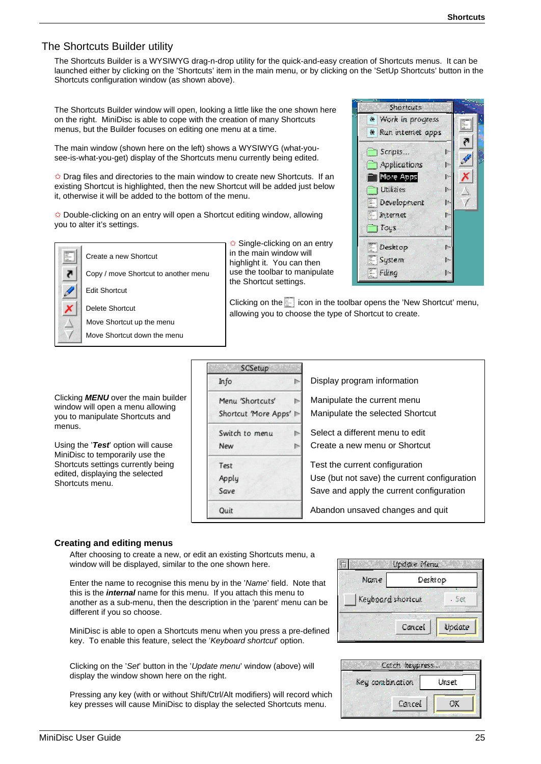## The Shortcuts Builder utility

The Shortcuts Builder is a WYSIWYG drag-n-drop utility for the quick-and-easy creation of Shortcuts menus. It can be launched either by clicking on the 'Shortcuts' item in the main menu, or by clicking on the 'SetUp Shortcuts' button in the Shortcuts configuration window (as shown above).

The Shortcuts Builder window will open, looking a little like the one shown here on the right. MiniDisc is able to cope with the creation of many Shortcuts menus, but the Builder focuses on editing one menu at a time.

The main window (shown here on the left) shows a WYSIWYG (what-you-see-is-what-you-get) display of the Shortcuts menu currently being edited.

✩ Drag files and directories to the main window to create new Shortcuts. If an existing Shortcut is highlighted, then the new Shortcut will be added just below it, otherwise it will be added to the bottom of the menu.

✩ Double-clicking on an entry will open a Shortcut editing window, allowing you to alter it's settings.

- Create a new Shortcut
- Copy / move Shortcut to another menu
- Edit Shortcut
- Delete Shortcut
- Move Shortcut up the menu
- Move Shortcut down the menu

✩ Single-clicking on an entry in the main window will highlight it. You can then use the toolbar to manipulate the Shortcut settings.

Clicking on the icon in the toolbar opens the 'New Shortcut' menu, allowing you to choose the type of Shortcut to create.

Clicking ***MENU*** over the main builder window will open a menu allowing you to manipulate Shortcuts and menus.

Using the '***Test***' option will cause MiniDisc to temporarily use the Shortcuts settings currently being edited, displaying the selected Shortcuts menu.

| SCSetup | |
|---|---|
| Info | Display program information |
| Menu 'Shortcuts' | Manipulate the current menu |
| Shortcut 'More Apps' | Manipulate the selected Shortcut |
| Switch to menu | Select a different menu to edit |
| New | Create a new menu or Shortcut |
| Test | Test the current configuration |
| Apply | Use (but not save) the current configuration |
| Save | Save and apply the current configuration |
| Quit | Abandon unsaved changes and quit |

### Creating and editing menus

After choosing to create a new, or edit an existing Shortcuts menu, a window will be displayed, similar to the one shown here.

Enter the name to recognise this menu by in the '*Name*' field. Note that this is the ***internal*** name for this menu. If you attach this menu to another as a sub-menu, then the description in the 'parent' menu can be different if you so choose.

MiniDisc is able to open a Shortcuts menu when you press a pre-defined key. To enable this feature, select the '*Keyboard shortcut*' option.

Clicking on the '*Set*' button in the '*Update menu*' window (above) will display the window shown here on the right.

Pressing any key (with or without Shift/Ctrl/Alt modifiers) will record which key presses will cause MiniDisc to display the selected Shortcuts menu.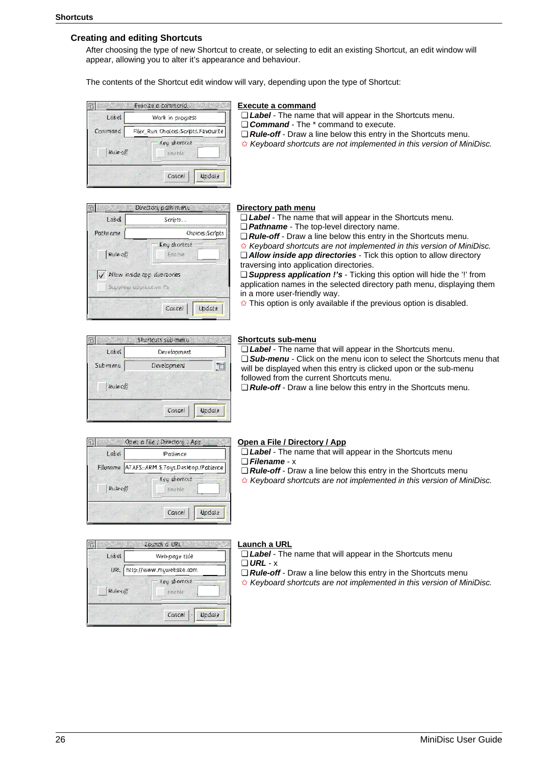## Creating and editing Shortcuts

After choosing the type of new Shortcut to create, or selecting to edit an existing Shortcut, an edit window will appear, allowing you to alter it's appearance and behaviour.

The contents of the Shortcut edit window will vary, depending upon the type of Shortcut:

### Execute a command

❑ ***Label*** - The name that will appear in the Shortcuts menu.
❑ ***Command*** - The * command to execute.
❑ ***Rule-off*** - Draw a line below this entry in the Shortcuts menu.
✩ *Keyboard shortcuts are not implemented in this version of MiniDisc.*

### Directory path menu

❑ ***Label*** - The name that will appear in the Shortcuts menu.
❑ ***Pathname*** - The top-level directory name.
❑ ***Rule-off*** - Draw a line below this entry in the Shortcuts menu.
✩ *Keyboard shortcuts are not implemented in this version of MiniDisc.*
❑ ***Allow inside app directories*** - Tick this option to allow directory traversing into application directories.
❑ ***Suppress application !'s*** - Ticking this option will hide the '!' from application names in the selected directory path menu, displaying them in a more user-friendly way.
✩ This option is only available if the previous option is disabled.

### Shortcuts sub-menu

❑ ***Label*** - The name that will appear in the Shortcuts menu.
❑ ***Sub-menu*** - Click on the menu icon to select the Shortcuts menu that will be displayed when this entry is clicked upon or the sub-menu followed from the current Shortcuts menu.
❑ ***Rule-off*** - Draw a line below this entry in the Shortcuts menu.

### Open a File / Directory / App

❑ ***Label*** - The name that will appear in the Shortcuts menu
❑ ***Filename*** - x
❑ ***Rule-off*** - Draw a line below this entry in the Shortcuts menu
✩ *Keyboard shortcuts are not implemented in this version of MiniDisc.*

### Launch a URL

❑ ***Label*** - The name that will appear in the Shortcuts menu
❑ ***URL*** - x
❑ ***Rule-off*** - Draw a line below this entry in the Shortcuts menu
✩ *Keyboard shortcuts are not implemented in this version of MiniDisc.*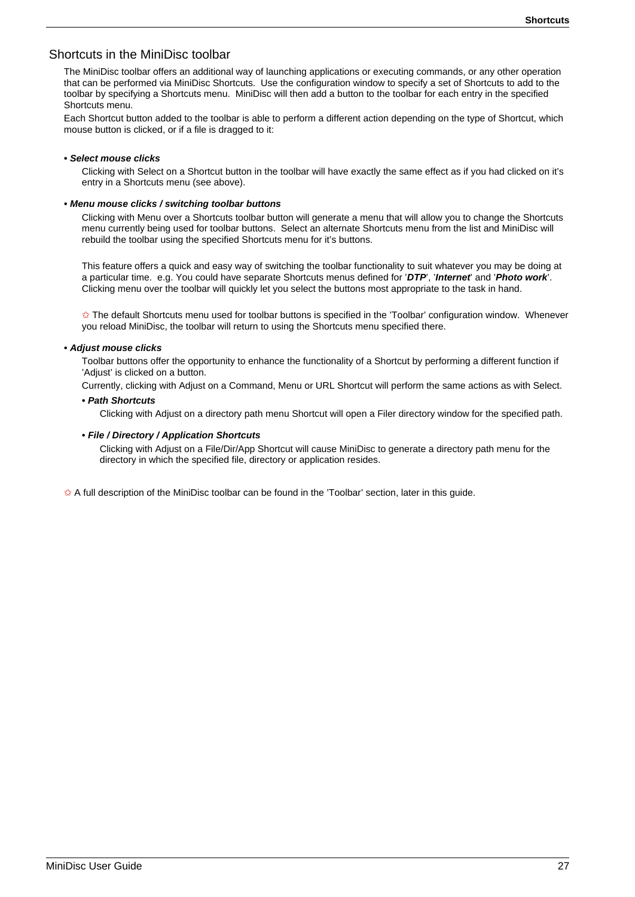## Shortcuts in the MiniDisc toolbar

The MiniDisc toolbar offers an additional way of launching applications or executing commands, or any other operation that can be performed via MiniDisc Shortcuts. Use the configuration window to specify a set of Shortcuts to add to the toolbar by specifying a Shortcuts menu. MiniDisc will then add a button to the toolbar for each entry in the specified Shortcuts menu.

Each Shortcut button added to the toolbar is able to perform a different action depending on the type of Shortcut, which mouse button is clicked, or if a file is dragged to it:

- ***Select mouse clicks***

  Clicking with Select on a Shortcut button in the toolbar will have exactly the same effect as if you had clicked on it's entry in a Shortcuts menu (see above).

- ***Menu mouse clicks / switching toolbar buttons***

  Clicking with Menu over a Shortcuts toolbar button will generate a menu that will allow you to change the Shortcuts menu currently being used for toolbar buttons. Select an alternate Shortcuts menu from the list and MiniDisc will rebuild the toolbar using the specified Shortcuts menu for it's buttons.

  This feature offers a quick and easy way of switching the toolbar functionality to suit whatever you may be doing at a particular time. e.g. You could have separate Shortcuts menus defined for '***DTP***', '***Internet***' and '***Photo work***'. Clicking menu over the toolbar will quickly let you select the buttons most appropriate to the task in hand.

  ✩ The default Shortcuts menu used for toolbar buttons is specified in the 'Toolbar' configuration window. Whenever you reload MiniDisc, the toolbar will return to using the Shortcuts menu specified there.

- ***Adjust mouse clicks***

  Toolbar buttons offer the opportunity to enhance the functionality of a Shortcut by performing a different function if 'Adjust' is clicked on a button.

  Currently, clicking with Adjust on a Command, Menu or URL Shortcut will perform the same actions as with Select.

  - ***Path Shortcuts***

    Clicking with Adjust on a directory path menu Shortcut will open a Filer directory window for the specified path.

  - ***File / Directory / Application Shortcuts***

    Clicking with Adjust on a File/Dir/App Shortcut will cause MiniDisc to generate a directory path menu for the directory in which the specified file, directory or application resides.

✩ A full description of the MiniDisc toolbar can be found in the 'Toolbar' section, later in this guide.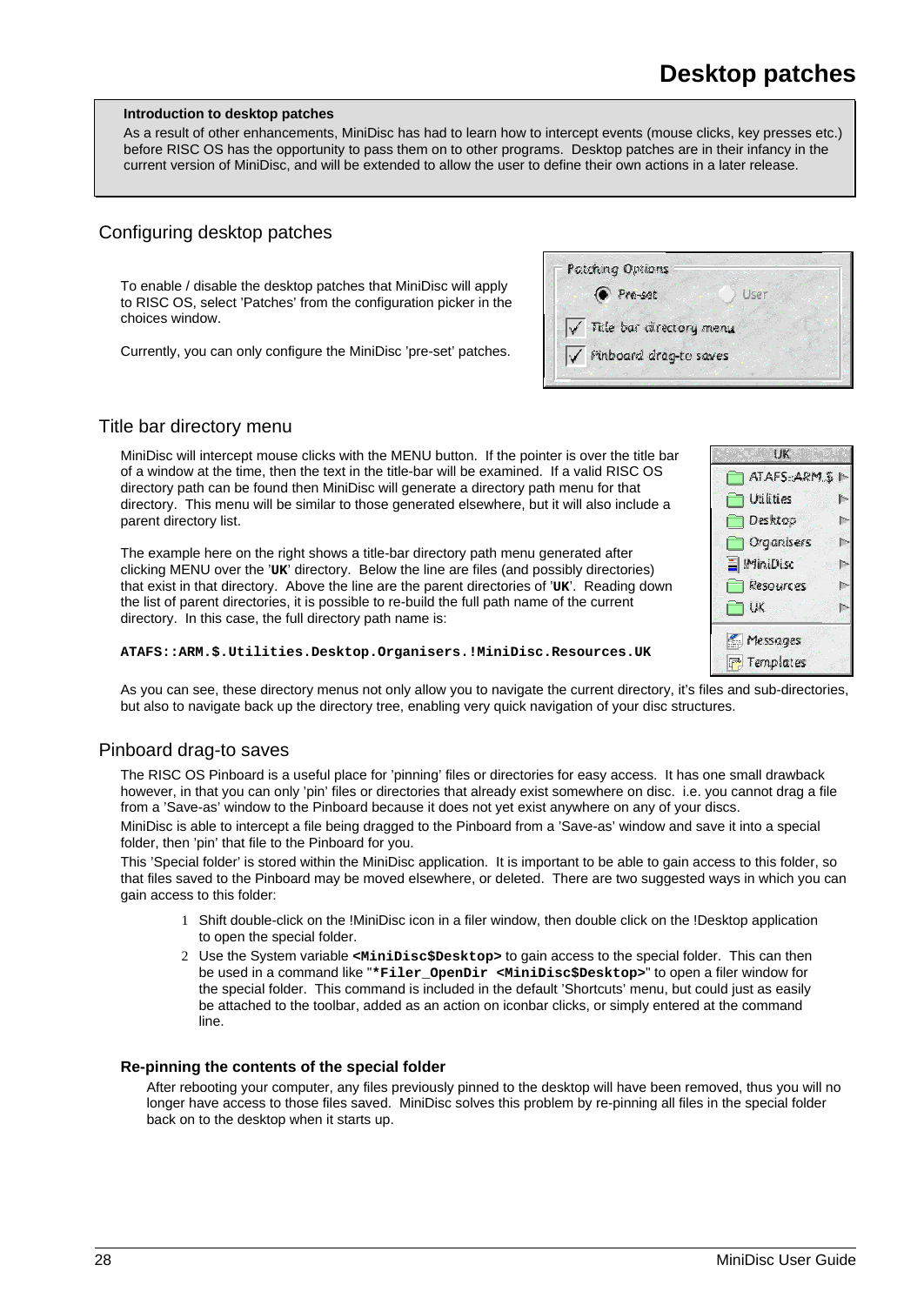# Desktop patches

**Introduction to desktop patches**

As a result of other enhancements, MiniDisc has had to learn how to intercept events (mouse clicks, key presses etc.) before RISC OS has the opportunity to pass them on to other programs. Desktop patches are in their infancy in the current version of MiniDisc, and will be extended to allow the user to define their own actions in a later release.

## Configuring desktop patches

To enable / disable the desktop patches that MiniDisc will apply to RISC OS, select 'Patches' from the configuration picker in the choices window.

Currently, you can only configure the MiniDisc 'pre-set' patches.

## Title bar directory menu

MiniDisc will intercept mouse clicks with the MENU button. If the pointer is over the title bar of a window at the time, then the text in the title-bar will be examined. If a valid RISC OS directory path can be found then MiniDisc will generate a directory path menu for that directory. This menu will be similar to those generated elsewhere, but it will also include a parent directory list.

The example here on the right shows a title-bar directory path menu generated after clicking MENU over the '**UK**' directory. Below the line are files (and possibly directories) that exist in that directory. Above the line are the parent directories of '**UK**'. Reading down the list of parent directories, it is possible to re-build the full path name of the current directory. In this case, the full directory path name is:

```
ATAFS::ARM.$.Utilities.Desktop.Organisers.!MiniDisc.Resources.UK
```

As you can see, these directory menus not only allow you to navigate the current directory, it's files and sub-directories, but also to navigate back up the directory tree, enabling very quick navigation of your disc structures.

## Pinboard drag-to saves

The RISC OS Pinboard is a useful place for 'pinning' files or directories for easy access. It has one small drawback however, in that you can only 'pin' files or directories that already exist somewhere on disc. i.e. you cannot drag a file from a 'Save-as' window to the Pinboard because it does not yet exist anywhere on any of your discs.

MiniDisc is able to intercept a file being dragged to the Pinboard from a 'Save-as' window and save it into a special folder, then 'pin' that file to the Pinboard for you.

This 'Special folder' is stored within the MiniDisc application. It is important to be able to gain access to this folder, so that files saved to the Pinboard may be moved elsewhere, or deleted. There are two suggested ways in which you can gain access to this folder:

1. Shift double-click on the !MiniDisc icon in a filer window, then double click on the !Desktop application to open the special folder.
2. Use the System variable **`<MiniDisc$Desktop>`** to gain access to the special folder. This can then be used in a command like "**`*Filer_OpenDir <MiniDisc$Desktop>`**" to open a filer window for the special folder. This command is included in the default 'Shortcuts' menu, but could just as easily be attached to the toolbar, added as an action on iconbar clicks, or simply entered at the command line.

### Re-pinning the contents of the special folder

After rebooting your computer, any files previously pinned to the desktop will have been removed, thus you will no longer have access to those files saved. MiniDisc solves this problem by re-pinning all files in the special folder back on to the desktop when it starts up.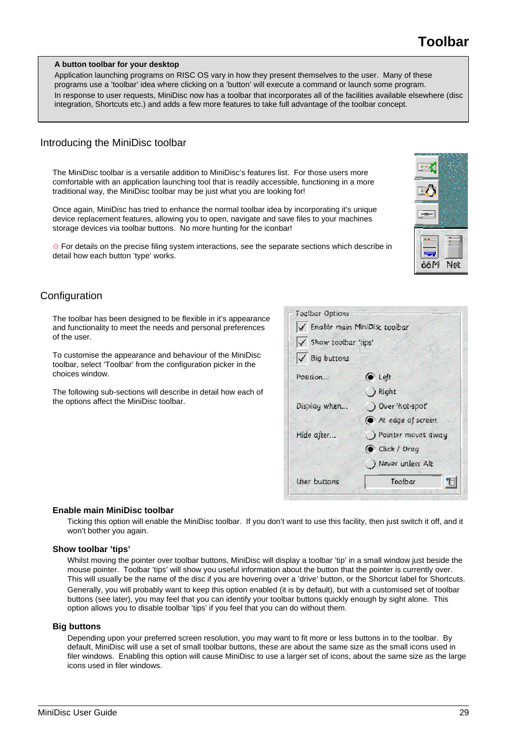# Toolbar

**A button toolbar for your desktop**

Application launching programs on RISC OS vary in how they present themselves to the user. Many of these programs use a 'toolbar' idea where clicking on a 'button' will execute a command or launch some program.

In response to user requests, MiniDisc now has a toolbar that incorporates all of the facilities available elsewhere (disc integration, Shortcuts etc.) and adds a few more features to take full advantage of the toolbar concept.

## Introducing the MiniDisc toolbar

The MiniDisc toolbar is a versatile addition to MiniDisc's features list. For those users more comfortable with an application launching tool that is readily accessible, functioning in a more traditional way, the MiniDisc toolbar may be just what you are looking for!

Once again, MiniDisc has tried to enhance the normal toolbar idea by incorporating it's unique device replacement features, allowing you to open, navigate and save files to your machines storage devices via toolbar buttons. No more hunting for the iconbar!

✩ For details on the precise filing system interactions, see the separate sections which describe in detail how each button 'type' works.

## Configuration

The toolbar has been designed to be flexible in it's appearance and functionality to meet the needs and personal preferences of the user.

To customise the appearance and behaviour of the MiniDisc toolbar, select 'Toolbar' from the configuration picker in the choices window.

The following sub-sections will describe in detail how each of the options affect the MiniDisc toolbar.

### Enable main MiniDisc toolbar

Ticking this option will enable the MiniDisc toolbar. If you don't want to use this facility, then just switch it off, and it won't bother you again.

### Show toolbar 'tips'

Whilst moving the pointer over toolbar buttons, MiniDisc will display a toolbar 'tip' in a small window just beside the mouse pointer. Toolbar 'tips' will show you useful information about the button that the pointer is currently over. This will usually be the name of the disc if you are hovering over a 'drive' button, or the Shortcut label for Shortcuts.

Generally, you will probably want to keep this option enabled (it is by default), but with a customised set of toolbar buttons (see later), you may feel that you can identify your toolbar buttons quickly enough by sight alone. This option allows you to disable toolbar 'tips' if you feel that you can do without them.

### Big buttons

Depending upon your preferred screen resolution, you may want to fit more or less buttons in to the toolbar. By default, MiniDisc will use a set of small toolbar buttons, these are about the same size as the small icons used in filer windows. Enabling this option will cause MiniDisc to use a larger set of icons, about the same size as the large icons used in filer windows.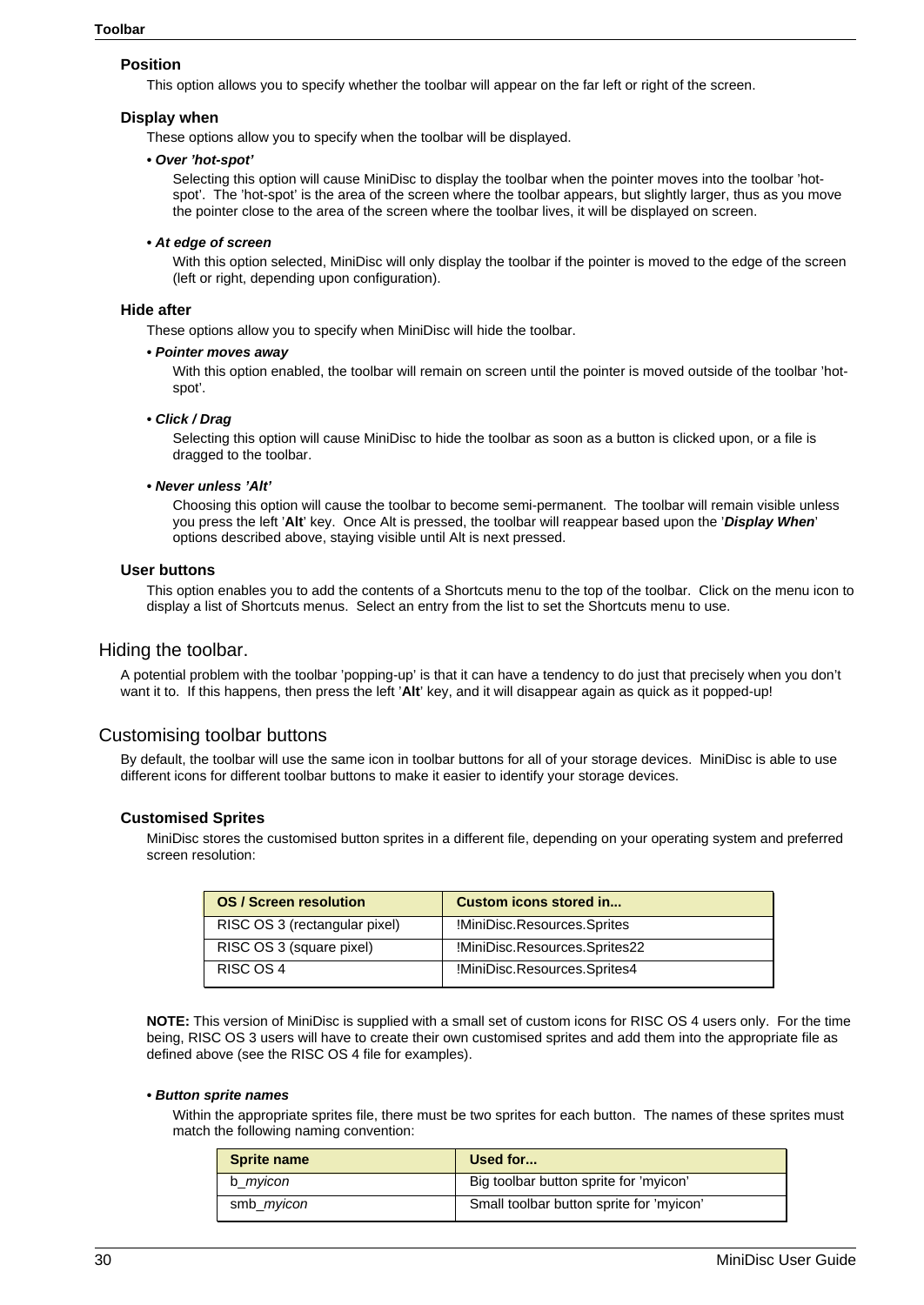### Position

This option allows you to specify whether the toolbar will appear on the far left or right of the screen.

### Display when

These options allow you to specify when the toolbar will be displayed.

**• *Over 'hot-spot'***

Selecting this option will cause MiniDisc to display the toolbar when the pointer moves into the toolbar 'hot-spot'. The 'hot-spot' is the area of the screen where the toolbar appears, but slightly larger, thus as you move the pointer close to the area of the screen where the toolbar lives, it will be displayed on screen.

**• *At edge of screen***

With this option selected, MiniDisc will only display the toolbar if the pointer is moved to the edge of the screen (left or right, depending upon configuration).

### Hide after

These options allow you to specify when MiniDisc will hide the toolbar.

**• *Pointer moves away***

With this option enabled, the toolbar will remain on screen until the pointer is moved outside of the toolbar 'hot-spot'.

**• *Click / Drag***

Selecting this option will cause MiniDisc to hide the toolbar as soon as a button is clicked upon, or a file is dragged to the toolbar.

**• *Never unless 'Alt'***

Choosing this option will cause the toolbar to become semi-permanent. The toolbar will remain visible unless you press the left '**Alt**' key. Once Alt is pressed, the toolbar will reappear based upon the '***Display When***' options described above, staying visible until Alt is next pressed.

### User buttons

This option enables you to add the contents of a Shortcuts menu to the top of the toolbar. Click on the menu icon to display a list of Shortcuts menus. Select an entry from the list to set the Shortcuts menu to use.

## Hiding the toolbar.

A potential problem with the toolbar 'popping-up' is that it can have a tendency to do just that precisely when you don't want it to. If this happens, then press the left '**Alt**' key, and it will disappear again as quick as it popped-up!

## Customising toolbar buttons

By default, the toolbar will use the same icon in toolbar buttons for all of your storage devices. MiniDisc is able to use different icons for different toolbar buttons to make it easier to identify your storage devices.

### Customised Sprites

MiniDisc stores the customised button sprites in a different file, depending on your operating system and preferred screen resolution:

| OS / Screen resolution | Custom icons stored in... |
|---|---|
| RISC OS 3 (rectangular pixel) | !MiniDisc.Resources.Sprites |
| RISC OS 3 (square pixel) | !MiniDisc.Resources.Sprites22 |
| RISC OS 4 | !MiniDisc.Resources.Sprites4 |

**NOTE:** This version of MiniDisc is supplied with a small set of custom icons for RISC OS 4 users only. For the time being, RISC OS 3 users will have to create their own customised sprites and add them into the appropriate file as defined above (see the RISC OS 4 file for examples).

**• *Button sprite names***

Within the appropriate sprites file, there must be two sprites for each button. The names of these sprites must match the following naming convention:

| Sprite name | Used for... |
|---|---|
| b_*myicon* | Big toolbar button sprite for 'myicon' |
| smb_*myicon* | Small toolbar button sprite for 'myicon' |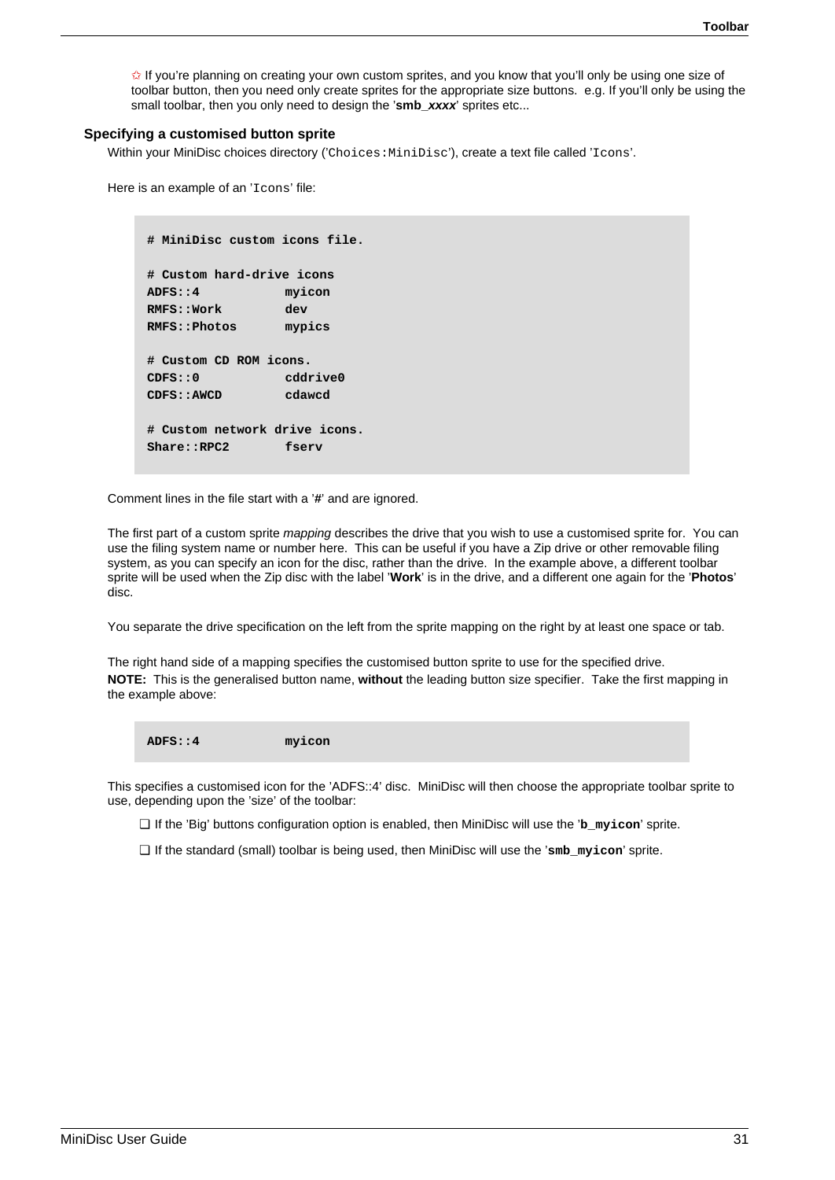✩ If you're planning on creating your own custom sprites, and you know that you'll only be using one size of toolbar button, then you need only create sprites for the appropriate size buttons. e.g. If you'll only be using the small toolbar, then you only need to design the '**smb_*xxxx***' sprites etc...

### Specifying a customised button sprite

Within your MiniDisc choices directory ('`Choices:MiniDisc`'), create a text file called '`Icons`'.

Here is an example of an '`Icons`' file:

```
# MiniDisc custom icons file.

# Custom hard-drive icons
ADFS::4           myicon
RMFS::Work        dev
RMFS::Photos      mypics

# Custom CD ROM icons.
CDFS::0           cddrive0
CDFS::AWCD        cdawcd

# Custom network drive icons.
Share::RPC2       fserv
```

Comment lines in the file start with a '**#**' and are ignored.

The first part of a custom sprite *mapping* describes the drive that you wish to use a customised sprite for. You can use the filing system name or number here. This can be useful if you have a Zip drive or other removable filing system, as you can specify an icon for the disc, rather than the drive. In the example above, a different toolbar sprite will be used when the Zip disc with the label '**Work**' is in the drive, and a different one again for the '**Photos**' disc.

You separate the drive specification on the left from the sprite mapping on the right by at least one space or tab.

The right hand side of a mapping specifies the customised button sprite to use for the specified drive.
**NOTE:** This is the generalised button name, **without** the leading button size specifier. Take the first mapping in the example above:

```
ADFS::4           myicon
```

This specifies a customised icon for the 'ADFS::4' disc. MiniDisc will then choose the appropriate toolbar sprite to use, depending upon the 'size' of the toolbar:

- ❑ If the 'Big' buttons configuration option is enabled, then MiniDisc will use the '**`b_myicon`**' sprite.
- ❑ If the standard (small) toolbar is being used, then MiniDisc will use the '**`smb_myicon`**' sprite.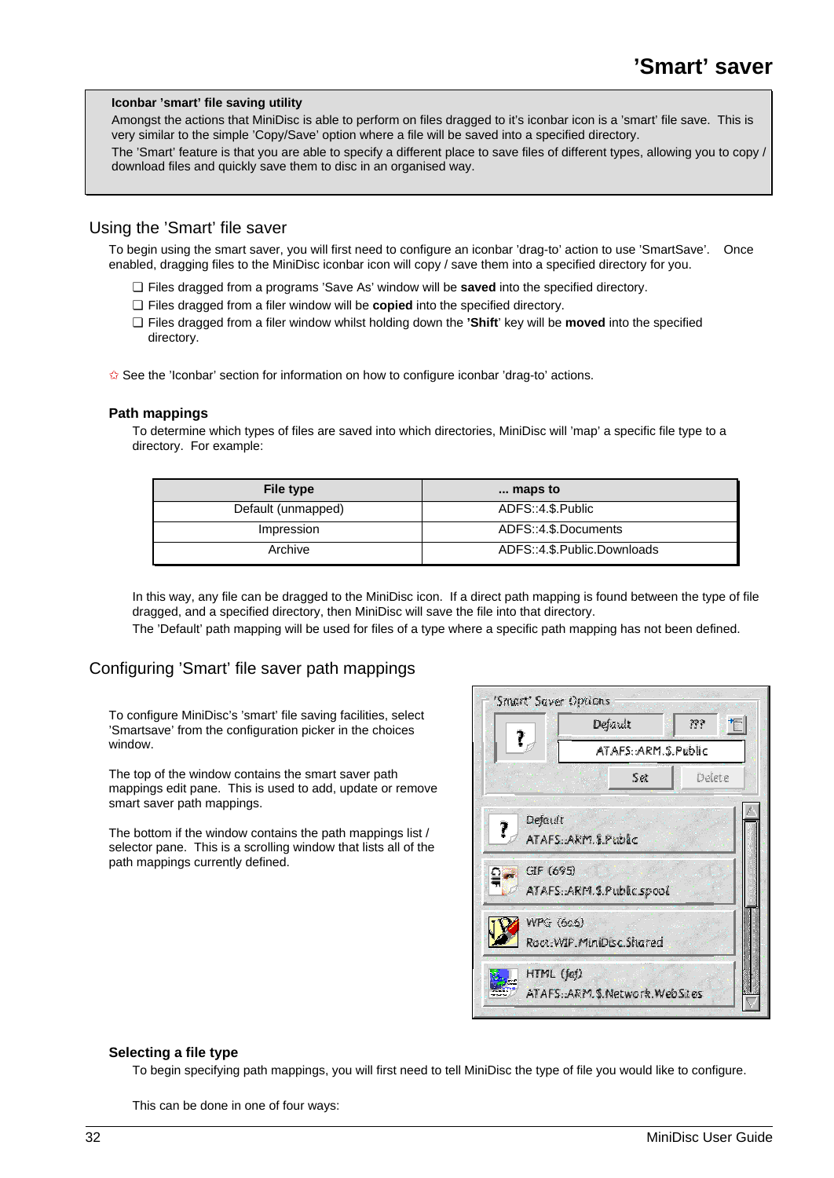# 'Smart' saver

**Iconbar 'smart' file saving utility**

Amongst the actions that MiniDisc is able to perform on files dragged to it's iconbar icon is a 'smart' file save. This is very similar to the simple 'Copy/Save' option where a file will be saved into a specified directory.

The 'Smart' feature is that you are able to specify a different place to save files of different types, allowing you to copy / download files and quickly save them to disc in an organised way.

## Using the 'Smart' file saver

To begin using the smart saver, you will first need to configure an iconbar 'drag-to' action to use 'SmartSave'. Once enabled, dragging files to the MiniDisc iconbar icon will copy / save them into a specified directory for you.

- ❑ Files dragged from a programs 'Save As' window will be **saved** into the specified directory.
- ❑ Files dragged from a filer window will be **copied** into the specified directory.
- ❑ Files dragged from a filer window whilst holding down the **'Shift**' key will be **moved** into the specified directory.

✩ See the 'Iconbar' section for information on how to configure iconbar 'drag-to' actions.

### Path mappings

To determine which types of files are saved into which directories, MiniDisc will 'map' a specific file type to a directory. For example:

| File type | ... maps to |
|---|---|
| Default (unmapped) | ADFS::4.$.Public |
| Impression | ADFS::4.$.Documents |
| Archive | ADFS::4.$.Public.Downloads |

In this way, any file can be dragged to the MiniDisc icon. If a direct path mapping is found between the type of file dragged, and a specified directory, then MiniDisc will save the file into that directory.

The 'Default' path mapping will be used for files of a type where a specific path mapping has not been defined.

## Configuring 'Smart' file saver path mappings

To configure MiniDisc's 'smart' file saving facilities, select 'Smartsave' from the configuration picker in the choices window.

The top of the window contains the smart saver path mappings edit pane. This is used to add, update or remove smart saver path mappings.

The bottom if the window contains the path mappings list / selector pane. This is a scrolling window that lists all of the path mappings currently defined.

### Selecting a file type

To begin specifying path mappings, you will first need to tell MiniDisc the type of file you would like to configure.

This can be done in one of four ways: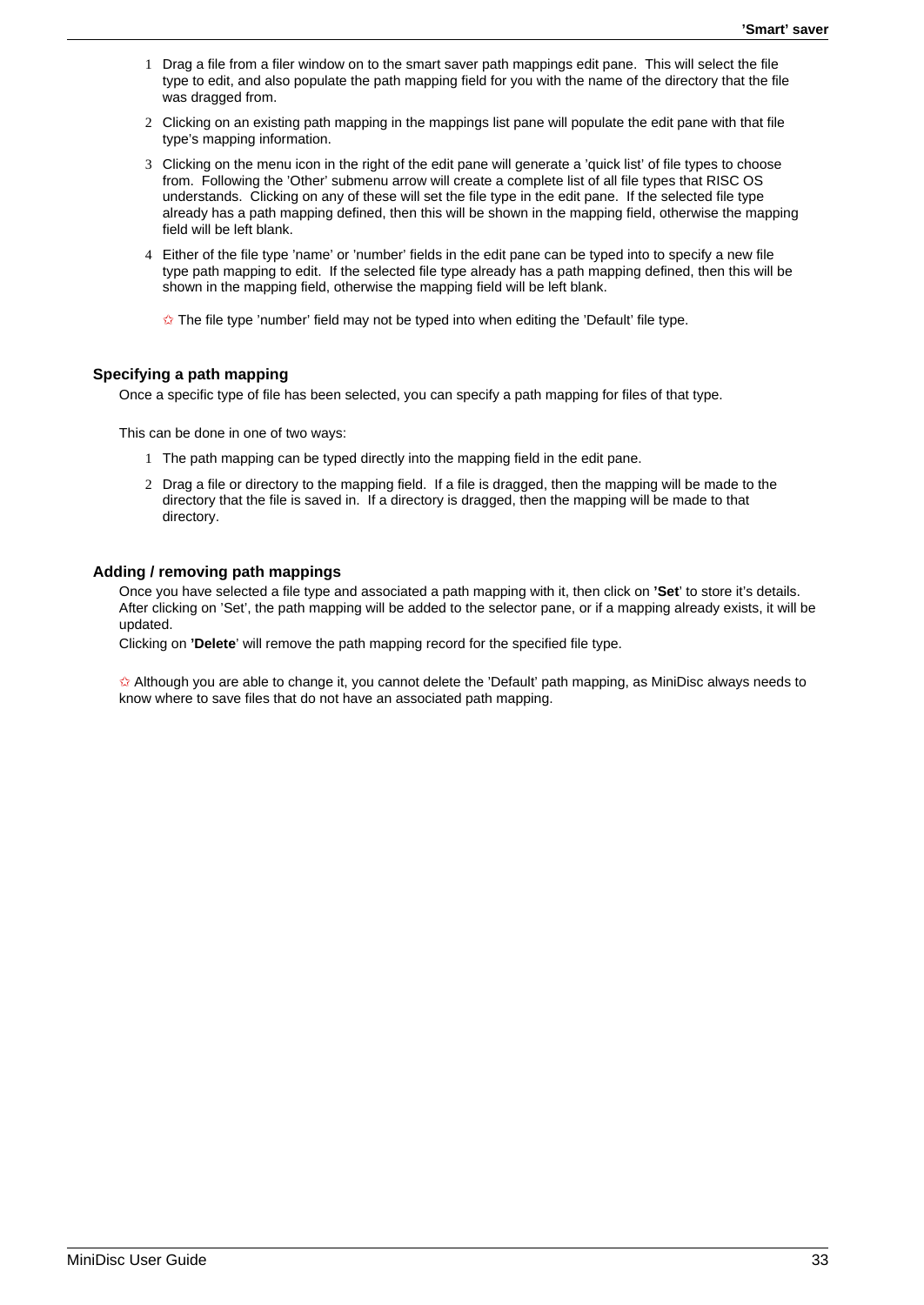1. Drag a file from a filer window on to the smart saver path mappings edit pane. This will select the file type to edit, and also populate the path mapping field for you with the name of the directory that the file was dragged from.
2. Clicking on an existing path mapping in the mappings list pane will populate the edit pane with that file type's mapping information.
3. Clicking on the menu icon in the right of the edit pane will generate a 'quick list' of file types to choose from. Following the 'Other' submenu arrow will create a complete list of all file types that RISC OS understands. Clicking on any of these will set the file type in the edit pane. If the selected file type already has a path mapping defined, then this will be shown in the mapping field, otherwise the mapping field will be left blank.
4. Either of the file type 'name' or 'number' fields in the edit pane can be typed into to specify a new file type path mapping to edit. If the selected file type already has a path mapping defined, then this will be shown in the mapping field, otherwise the mapping field will be left blank.

   ✩ The file type 'number' field may not be typed into when editing the 'Default' file type.

### Specifying a path mapping

Once a specific type of file has been selected, you can specify a path mapping for files of that type.

This can be done in one of two ways:

1. The path mapping can be typed directly into the mapping field in the edit pane.
2. Drag a file or directory to the mapping field. If a file is dragged, then the mapping will be made to the directory that the file is saved in. If a directory is dragged, then the mapping will be made to that directory.

### Adding / removing path mappings

Once you have selected a file type and associated a path mapping with it, then click on **'Set**' to store it's details. After clicking on 'Set', the path mapping will be added to the selector pane, or if a mapping already exists, it will be updated.

Clicking on **'Delete**' will remove the path mapping record for the specified file type.

✩ Although you are able to change it, you cannot delete the 'Default' path mapping, as MiniDisc always needs to know where to save files that do not have an associated path mapping.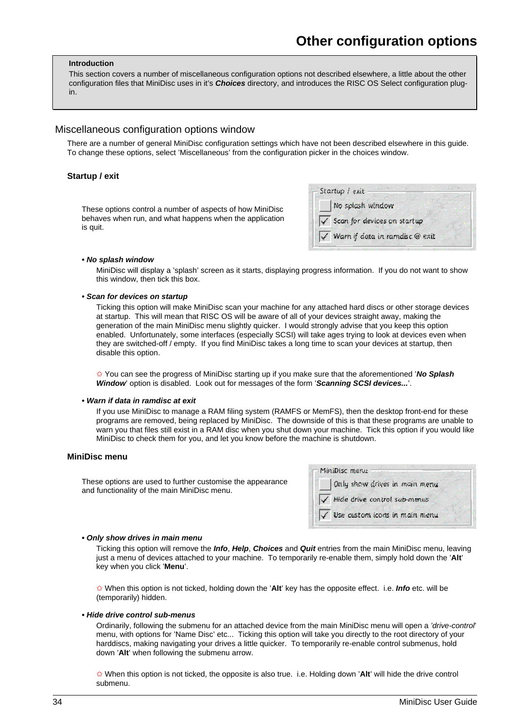# Other configuration options

**Introduction**

This section covers a number of miscellaneous configuration options not described elsewhere, a little about the other configuration files that MiniDisc uses in it's ***Choices*** directory, and introduces the RISC OS Select configuration plug-in.

## Miscellaneous configuration options window

There are a number of general MiniDisc configuration settings which have not been described elsewhere in this guide. To change these options, select 'Miscellaneous' from the configuration picker in the choices window.

### Startup / exit

These options control a number of aspects of how MiniDisc behaves when run, and what happens when the application is quit.

Startup / exit
- [ ] No splash window
- [x] Scan for devices on startup
- [x] Warn if data in ramdisc @ exit

**• *No splash window***

MiniDisc will display a 'splash' screen as it starts, displaying progress information. If you do not want to show this window, then tick this box.

**• *Scan for devices on startup***

Ticking this option will make MiniDisc scan your machine for any attached hard discs or other storage devices at startup. This will mean that RISC OS will be aware of all of your devices straight away, making the generation of the main MiniDisc menu slightly quicker. I would strongly advise that you keep this option enabled. Unfortunately, some interfaces (especially SCSI) will take ages trying to look at devices even when they are switched-off / empty. If you find MiniDisc takes a long time to scan your devices at startup, then disable this option.

✩ You can see the progress of MiniDisc starting up if you make sure that the aforementioned '***No Splash Window***' option is disabled. Look out for messages of the form '***Scanning SCSI devices...***'.

**• *Warn if data in ramdisc at exit***

If you use MiniDisc to manage a RAM filing system (RAMFS or MemFS), then the desktop front-end for these programs are removed, being replaced by MiniDisc. The downside of this is that these programs are unable to warn you that files still exist in a RAM disc when you shut down your machine. Tick this option if you would like MiniDisc to check them for you, and let you know before the machine is shutdown.

### MiniDisc menu

These options are used to further customise the appearance and functionality of the main MiniDisc menu.

MiniDisc menu
- [ ] Only show drives in main menu
- [x] Hide drive control sub-menus
- [x] Use custom icons in main menu

**• *Only show drives in main menu***

Ticking this option will remove the ***Info***, ***Help***, ***Choices*** and ***Quit*** entries from the main MiniDisc menu, leaving just a menu of devices attached to your machine. To temporarily re-enable them, simply hold down the '**Alt**' key when you click '**Menu**'.

✩ When this option is not ticked, holding down the '**Alt**' key has the opposite effect. i.e. ***Info*** etc. will be (temporarily) hidden.

**• *Hide drive control sub-menus***

Ordinarily, following the submenu for an attached device from the main MiniDisc menu will open a '*drive-control*' menu, with options for 'Name Disc' etc... Ticking this option will take you directly to the root directory of your harddiscs, making navigating your drives a little quicker. To temporarily re-enable control submenus, hold down '**Alt**' when following the submenu arrow.

✩ When this option is not ticked, the opposite is also true. i.e. Holding down '**Alt**' will hide the drive control submenu.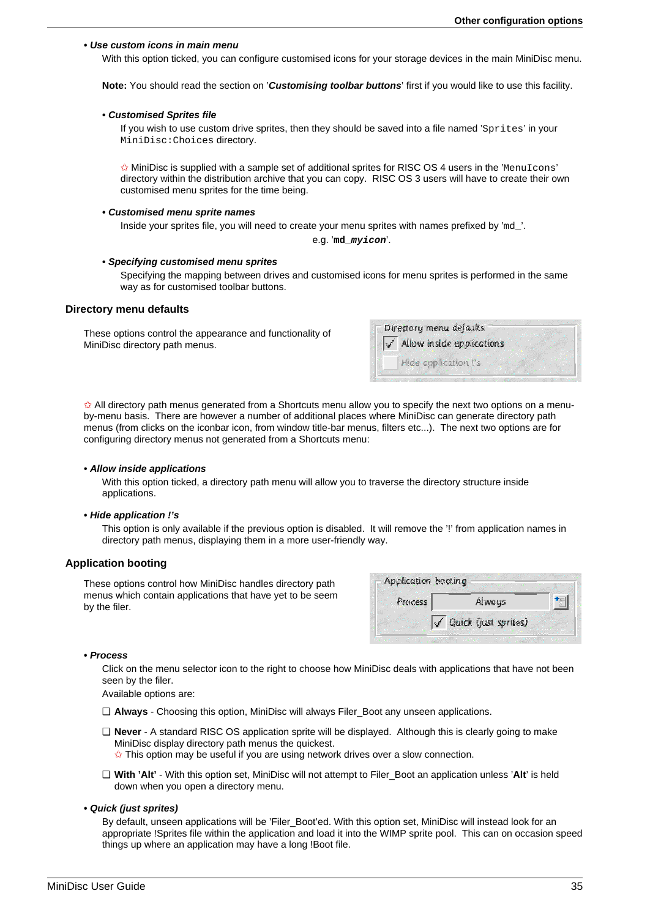- ***Use custom icons in main menu***

  With this option ticked, you can configure customised icons for your storage devices in the main MiniDisc menu.

  **Note:** You should read the section on '***Customising toolbar buttons***' first if you would like to use this facility.

  - ***Customised Sprites file***

    If you wish to use custom drive sprites, then they should be saved into a file named 'Sprites' in your MiniDisc:Choices directory.

    ✩ MiniDisc is supplied with a sample set of additional sprites for RISC OS 4 users in the 'MenuIcons' directory within the distribution archive that you can copy. RISC OS 3 users will have to create their own customised menu sprites for the time being.

  - ***Customised menu sprite names***

    Inside your sprites file, you will need to create your menu sprites with names prefixed by 'md_'.

    e.g. '**md_*myicon***'.

  - ***Specifying customised menu sprites***

    Specifying the mapping between drives and customised icons for menu sprites is performed in the same way as for customised toolbar buttons.

### Directory menu defaults

These options control the appearance and functionality of MiniDisc directory path menus.

✩ All directory path menus generated from a Shortcuts menu allow you to specify the next two options on a menu-by-menu basis. There are however a number of additional places where MiniDisc can generate directory path menus (from clicks on the iconbar icon, from window title-bar menus, filters etc...). The next two options are for configuring directory menus not generated from a Shortcuts menu:

- ***Allow inside applications***

  With this option ticked, a directory path menu will allow you to traverse the directory structure inside applications.

- ***Hide application !'s***

  This option is only available if the previous option is disabled. It will remove the '!' from application names in directory path menus, displaying them in a more user-friendly way.

### Application booting

These options control how MiniDisc handles directory path menus which contain applications that have yet to be seem by the filer.

- ***Process***

  Click on the menu selector icon to the right to choose how MiniDisc deals with applications that have not been seen by the filer.

  Available options are:

  - ❑ **Always** - Choosing this option, MiniDisc will always Filer_Boot any unseen applications.
  - ❑ **Never** - A standard RISC OS application sprite will be displayed. Although this is clearly going to make MiniDisc display directory path menus the quickest.
    ✩ This option may be useful if you are using network drives over a slow connection.
  - ❑ **With 'Alt'** - With this option set, MiniDisc will not attempt to Filer_Boot an application unless '**Alt**' is held down when you open a directory menu.

- ***Quick (just sprites)***

  By default, unseen applications will be 'Filer_Boot'ed. With this option set, MiniDisc will instead look for an appropriate !Sprites file within the application and load it into the WIMP sprite pool. This can on occasion speed things up where an application may have a long !Boot file.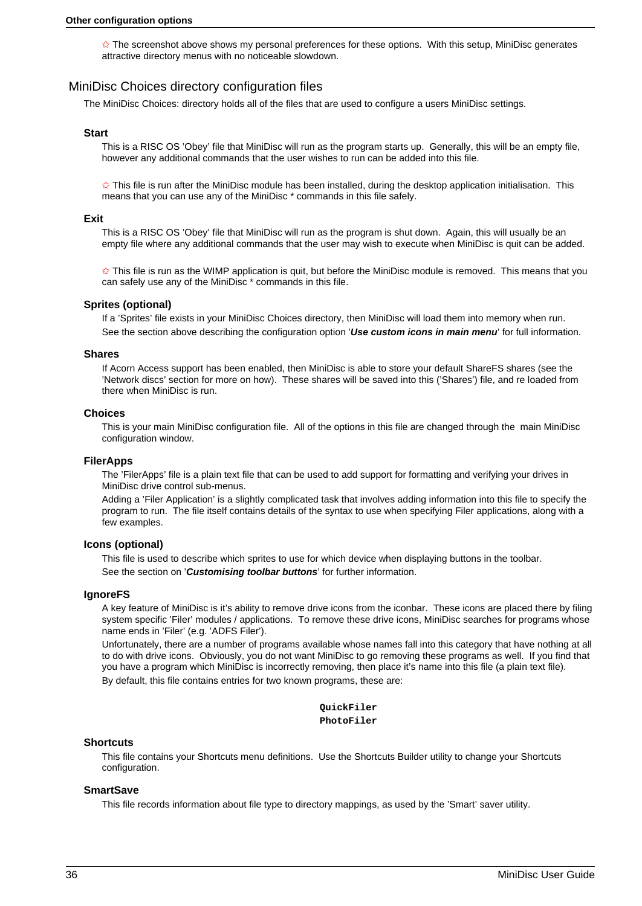✩ The screenshot above shows my personal preferences for these options.  With this setup, MiniDisc generates attractive directory menus with no noticeable slowdown.

## MiniDisc Choices directory configuration files

The MiniDisc Choices: directory holds all of the files that are used to configure a users MiniDisc settings.

### Start

This is a RISC OS 'Obey' file that MiniDisc will run as the program starts up.  Generally, this will be an empty file, however any additional commands that the user wishes to run can be added into this file.

✩ This file is run after the MiniDisc module has been installed, during the desktop application initialisation.  This means that you can use any of the MiniDisc * commands in this file safely.

### Exit

This is a RISC OS 'Obey' file that MiniDisc will run as the program is shut down.  Again, this will usually be an empty file where any additional commands that the user may wish to execute when MiniDisc is quit can be added.

✩ This file is run as the WIMP application is quit, but before the MiniDisc module is removed.  This means that you can safely use any of the MiniDisc * commands in this file.

### Sprites (optional)

If a 'Sprites' file exists in your MiniDisc Choices directory, then MiniDisc will load them into memory when run.

See the section above describing the configuration option '***Use custom icons in main menu***' for full information.

### Shares

If Acorn Access support has been enabled, then MiniDisc is able to store your default ShareFS shares (see the 'Network discs' section for more on how).  These shares will be saved into this ('Shares') file, and re loaded from there when MiniDisc is run.

### Choices

This is your main MiniDisc configuration file.  All of the options in this file are changed through the  main MiniDisc configuration window.

### FilerApps

The 'FilerApps' file is a plain text file that can be used to add support for formatting and verifying your drives in MiniDisc drive control sub-menus.

Adding a 'Filer Application' is a slightly complicated task that involves adding information into this file to specify the program to run.  The file itself contains details of the syntax to use when specifying Filer applications, along with a few examples.

### Icons (optional)

This file is used to describe which sprites to use for which device when displaying buttons in the toolbar.

See the section on '***Customising toolbar buttons***' for further information.

### IgnoreFS

A key feature of MiniDisc is it's ability to remove drive icons from the iconbar.  These icons are placed there by filing system specific 'Filer' modules / applications.  To remove these drive icons, MiniDisc searches for programs whose name ends in 'Filer' (e.g. 'ADFS Filer').

Unfortunately, there are a number of programs available whose names fall into this category that have nothing at all to do with drive icons.  Obviously, you do not want MiniDisc to go removing these programs as well.  If you find that you have a program which MiniDisc is incorrectly removing, then place it's name into this file (a plain text file).

By default, this file contains entries for two known programs, these are:

```
QuickFiler
PhotoFiler
```

### Shortcuts

This file contains your Shortcuts menu definitions.  Use the Shortcuts Builder utility to change your Shortcuts configuration.

### SmartSave

This file records information about file type to directory mappings, as used by the 'Smart' saver utility.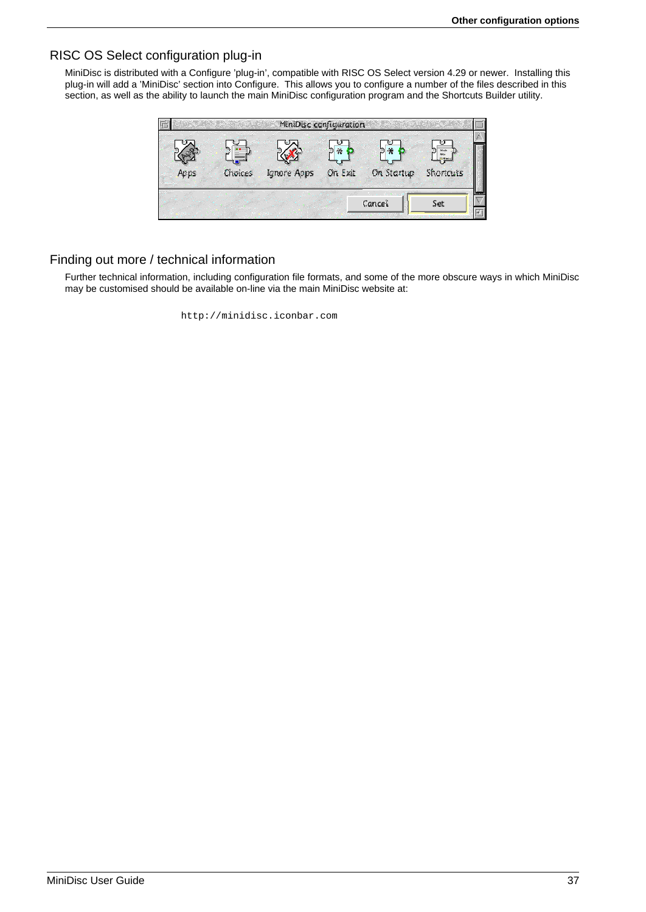## RISC OS Select configuration plug-in

MiniDisc is distributed with a Configure 'plug-in', compatible with RISC OS Select version 4.29 or newer. Installing this plug-in will add a 'MiniDisc' section into Configure. This allows you to configure a number of the files described in this section, as well as the ability to launch the main MiniDisc configuration program and the Shortcuts Builder utility.

## Finding out more / technical information

Further technical information, including configuration file formats, and some of the more obscure ways in which MiniDisc may be customised should be available on-line via the main MiniDisc website at:

```
http://minidisc.iconbar.com
```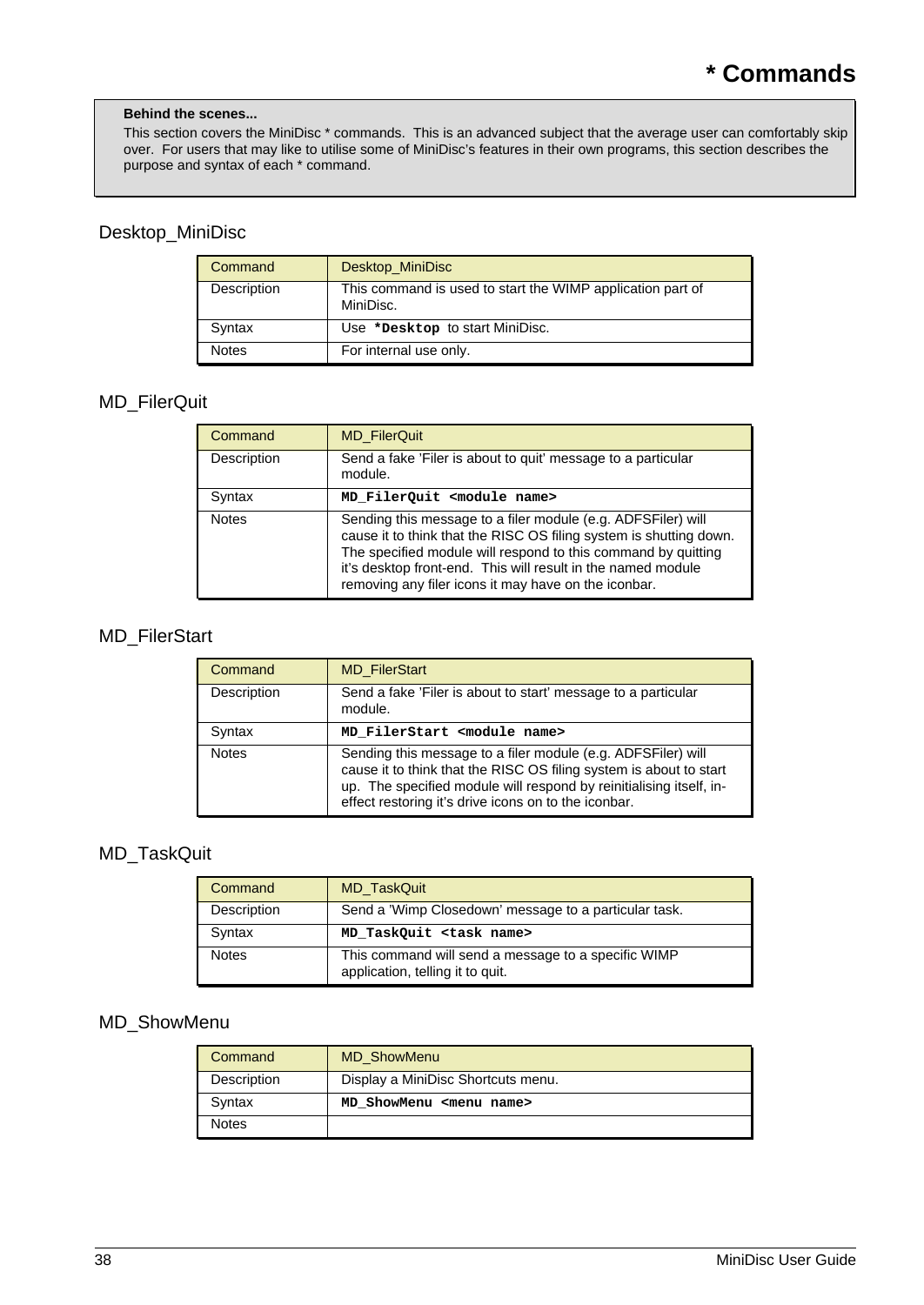# * Commands

> **Behind the scenes...**
> This section covers the MiniDisc * commands. This is an advanced subject that the average user can comfortably skip over. For users that may like to utilise some of MiniDisc's features in their own programs, this section describes the purpose and syntax of each * command.

## Desktop_MiniDisc

| Command | Desktop_MiniDisc |
|---|---|
| Description | This command is used to start the WIMP application part of MiniDisc. |
| Syntax | Use **`*Desktop`** to start MiniDisc. |
| Notes | For internal use only. |

## MD_FilerQuit

| Command | MD_FilerQuit |
|---|---|
| Description | Send a fake 'Filer is about to quit' message to a particular module. |
| Syntax | **`MD_FilerQuit <module name>`** |
| Notes | Sending this message to a filer module (e.g. ADFSFiler) will cause it to think that the RISC OS filing system is shutting down. The specified module will respond to this command by quitting it's desktop front-end. This will result in the named module removing any filer icons it may have on the iconbar. |

## MD_FilerStart

| Command | MD_FilerStart |
|---|---|
| Description | Send a fake 'Filer is about to start' message to a particular module. |
| Syntax | **`MD_FilerStart <module name>`** |
| Notes | Sending this message to a filer module (e.g. ADFSFiler) will cause it to think that the RISC OS filing system is about to start up. The specified module will respond by reinitialising itself, in-effect restoring it's drive icons on to the iconbar. |

## MD_TaskQuit

| Command | MD_TaskQuit |
|---|---|
| Description | Send a 'Wimp Closedown' message to a particular task. |
| Syntax | **`MD_TaskQuit <task name>`** |
| Notes | This command will send a message to a specific WIMP application, telling it to quit. |

## MD_ShowMenu

| Command | MD_ShowMenu |
|---|---|
| Description | Display a MiniDisc Shortcuts menu. |
| Syntax | **`MD_ShowMenu <menu name>`** |
| Notes | |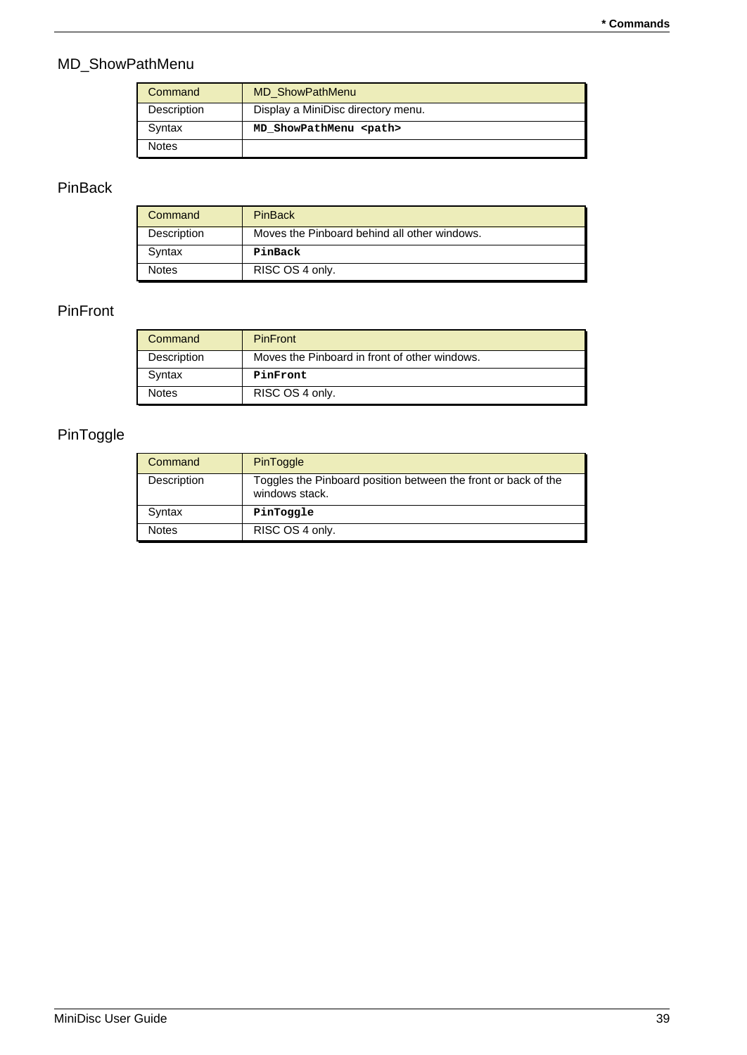## MD_ShowPathMenu

| Command | MD_ShowPathMenu |
|---|---|
| Description | Display a MiniDisc directory menu. |
| Syntax | **`MD_ShowPathMenu <path>`** |
| Notes | |

## PinBack

| Command | PinBack |
|---|---|
| Description | Moves the Pinboard behind all other windows. |
| Syntax | **`PinBack`** |
| Notes | RISC OS 4 only. |

## PinFront

| Command | PinFront |
|---|---|
| Description | Moves the Pinboard in front of other windows. |
| Syntax | **`PinFront`** |
| Notes | RISC OS 4 only. |

## PinToggle

| Command | PinToggle |
|---|---|
| Description | Toggles the Pinboard position between the front or back of the windows stack. |
| Syntax | **`PinToggle`** |
| Notes | RISC OS 4 only. |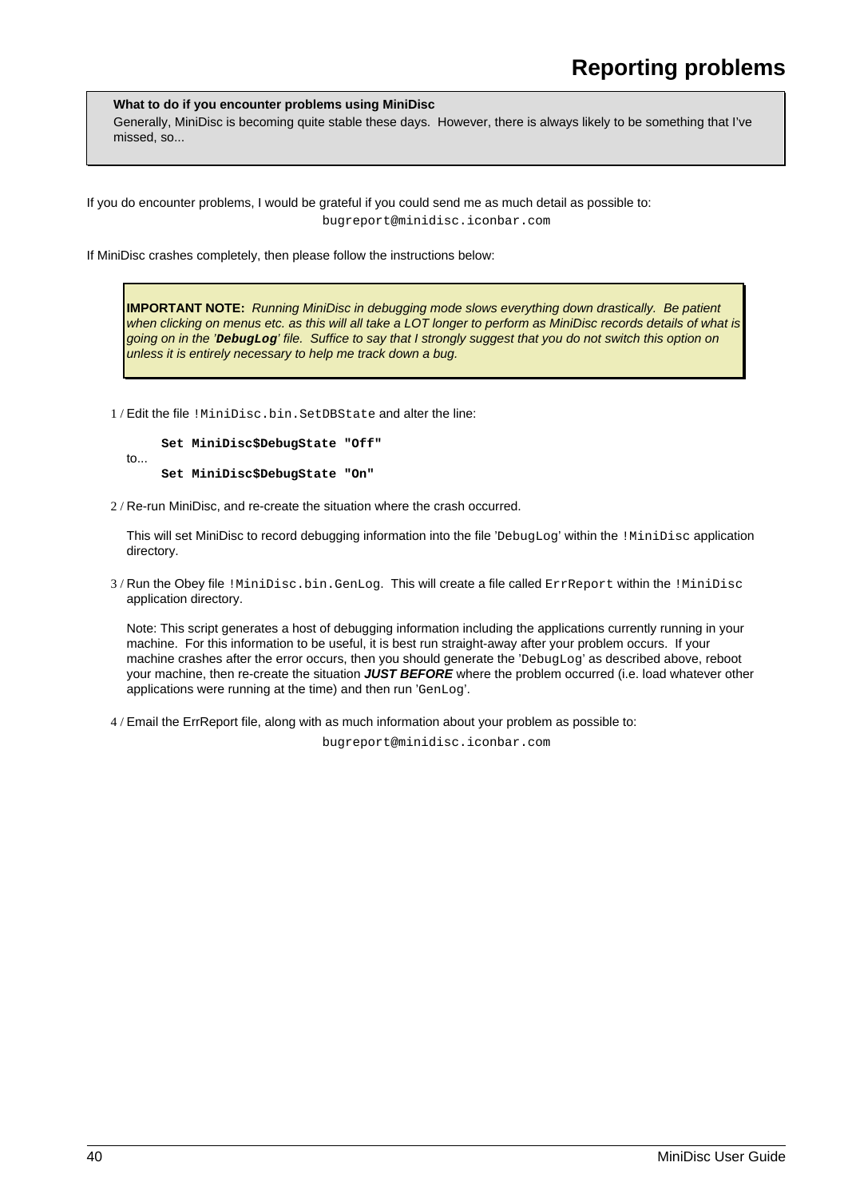# Reporting problems

> **What to do if you encounter problems using MiniDisc**
> Generally, MiniDisc is becoming quite stable these days. However, there is always likely to be something that I've missed, so...

If you do encounter problems, I would be grateful if you could send me as much detail as possible to:

`bugreport@minidisc.iconbar.com`

If MiniDisc crashes completely, then please follow the instructions below:

> **IMPORTANT NOTE:** *Running MiniDisc in debugging mode slows everything down drastically. Be patient when clicking on menus etc. as this will all take a LOT longer to perform as MiniDisc records details of what is going on in the '**DebugLog**' file. Suffice to say that I strongly suggest that you do not switch this option on unless it is entirely necessary to help me track down a bug.*

1 / Edit the file `!MiniDisc.bin.SetDBState` and alter the line:

```
Set MiniDisc$DebugState "Off"
```

to...

```
Set MiniDisc$DebugState "On"
```

2 / Re-run MiniDisc, and re-create the situation where the crash occurred.

This will set MiniDisc to record debugging information into the file '`DebugLog`' within the `!MiniDisc` application directory.

3 / Run the Obey file `!MiniDisc.bin.GenLog`. This will create a file called `ErrReport` within the `!MiniDisc` application directory.

Note: This script generates a host of debugging information including the applications currently running in your machine. For this information to be useful, it is best run straight-away after your problem occurs. If your machine crashes after the error occurs, then you should generate the '`DebugLog`' as described above, reboot your machine, then re-create the situation ***JUST BEFORE*** where the problem occurred (i.e. load whatever other applications were running at the time) and then run '`GenLog`'.

4 / Email the ErrReport file, along with as much information about your problem as possible to:

`bugreport@minidisc.iconbar.com`